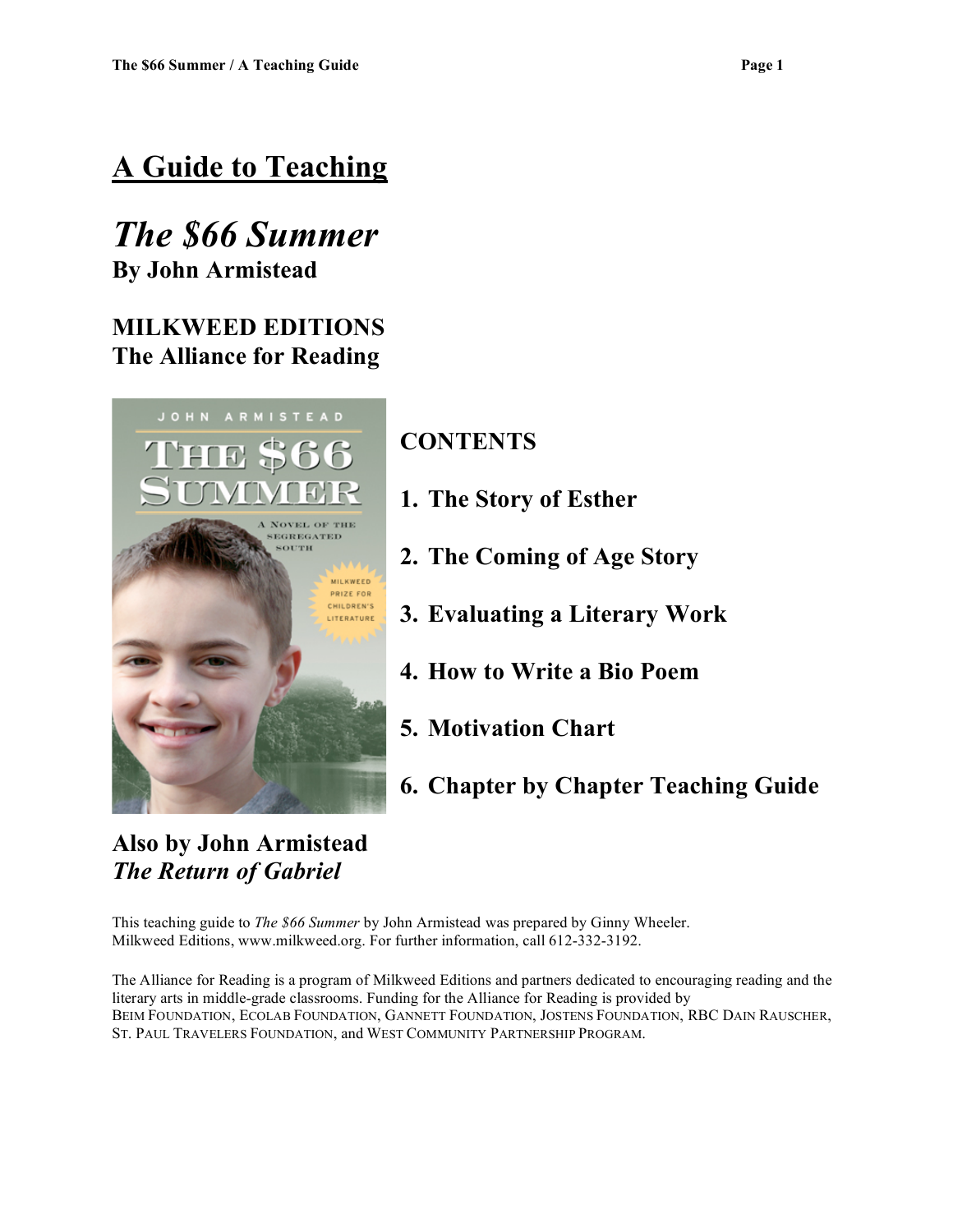# A Guide to Teaching

## *The $66 Summer*

**By John Armistead**

**MILKWEED EDITIONS**
**The Alliance for Reading**

## CONTENTS

1. **The Story of Esther**
2. **The Coming of Age Story**
3. **Evaluating a Literary Work**
4. **How to Write a Bio Poem**
5. **Motivation Chart**
6. **Chapter by Chapter Teaching Guide**

**Also by John Armistead**
***The Return of Gabriel***

This teaching guide to *The $66 Summer* by John Armistead was prepared by Ginny Wheeler.
Milkweed Editions, www.milkweed.org. For further information, call 612-332-3192.

The Alliance for Reading is a program of Milkweed Editions and partners dedicated to encouraging reading and the literary arts in middle-grade classrooms. Funding for the Alliance for Reading is provided by Beim Foundation, Ecolab Foundation, Gannett Foundation, Jostens Foundation, RBC Dain Rauscher, St. Paul Travelers Foundation, and West Community Partnership Program.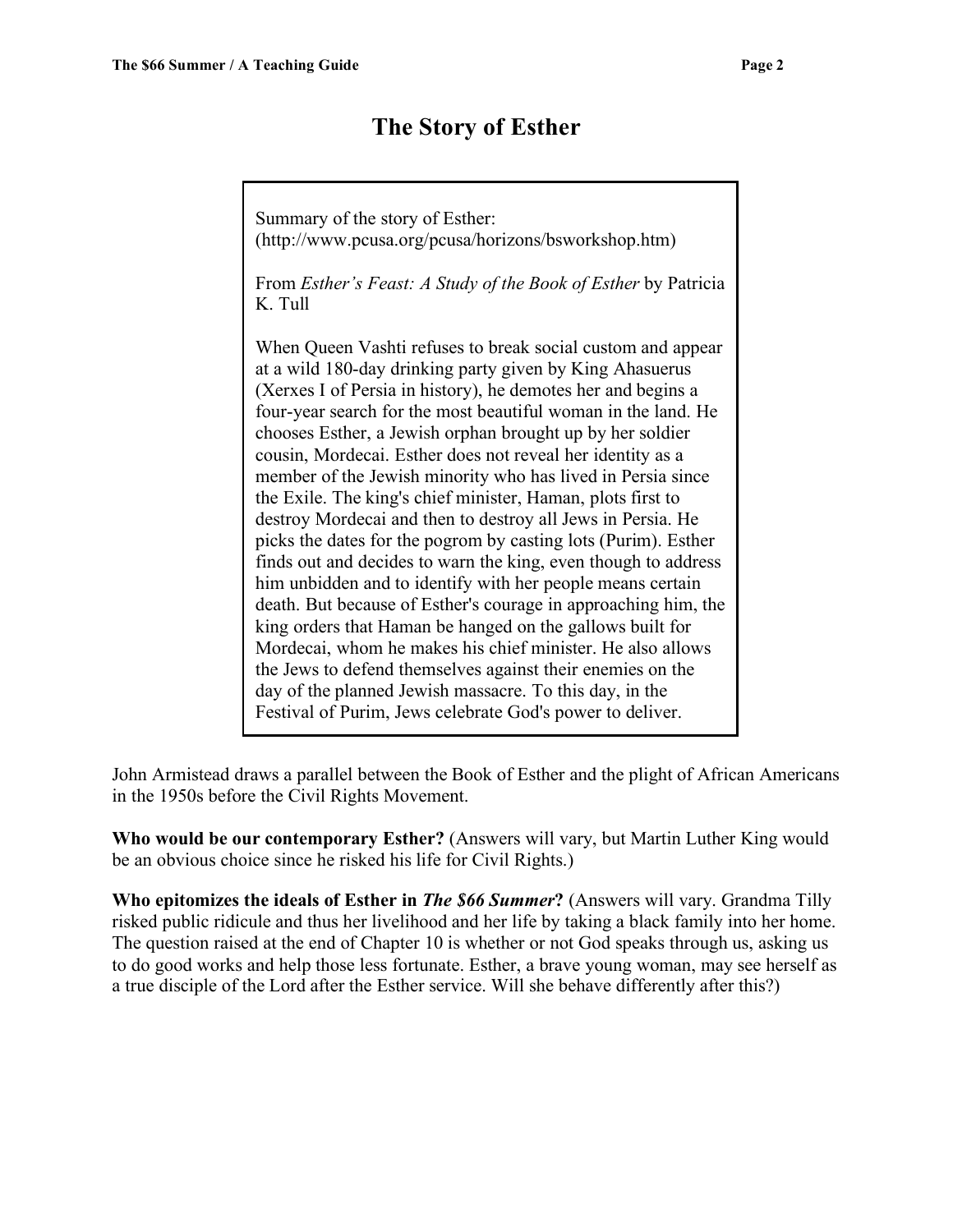# The Story of Esther

Summary of the story of Esther:
(http://www.pcusa.org/pcusa/horizons/bsworkshop.htm)

From *Esther's Feast: A Study of the Book of Esther* by Patricia K. Tull

When Queen Vashti refuses to break social custom and appear at a wild 180-day drinking party given by King Ahasuerus (Xerxes I of Persia in history), he demotes her and begins a four-year search for the most beautiful woman in the land. He chooses Esther, a Jewish orphan brought up by her soldier cousin, Mordecai. Esther does not reveal her identity as a member of the Jewish minority who has lived in Persia since the Exile. The king's chief minister, Haman, plots first to destroy Mordecai and then to destroy all Jews in Persia. He picks the dates for the pogrom by casting lots (Purim). Esther finds out and decides to warn the king, even though to address him unbidden and to identify with her people means certain death. But because of Esther's courage in approaching him, the king orders that Haman be hanged on the gallows built for Mordecai, whom he makes his chief minister. He also allows the Jews to defend themselves against their enemies on the day of the planned Jewish massacre. To this day, in the Festival of Purim, Jews celebrate God's power to deliver.

John Armistead draws a parallel between the Book of Esther and the plight of African Americans in the 1950s before the Civil Rights Movement.

**Who would be our contemporary Esther?** (Answers will vary, but Martin Luther King would be an obvious choice since he risked his life for Civil Rights.)

**Who epitomizes the ideals of Esther in *The $66 Summer*?** (Answers will vary. Grandma Tilly risked public ridicule and thus her livelihood and her life by taking a black family into her home. The question raised at the end of Chapter 10 is whether or not God speaks through us, asking us to do good works and help those less fortunate. Esther, a brave young woman, may see herself as a true disciple of the Lord after the Esther service. Will she behave differently after this?)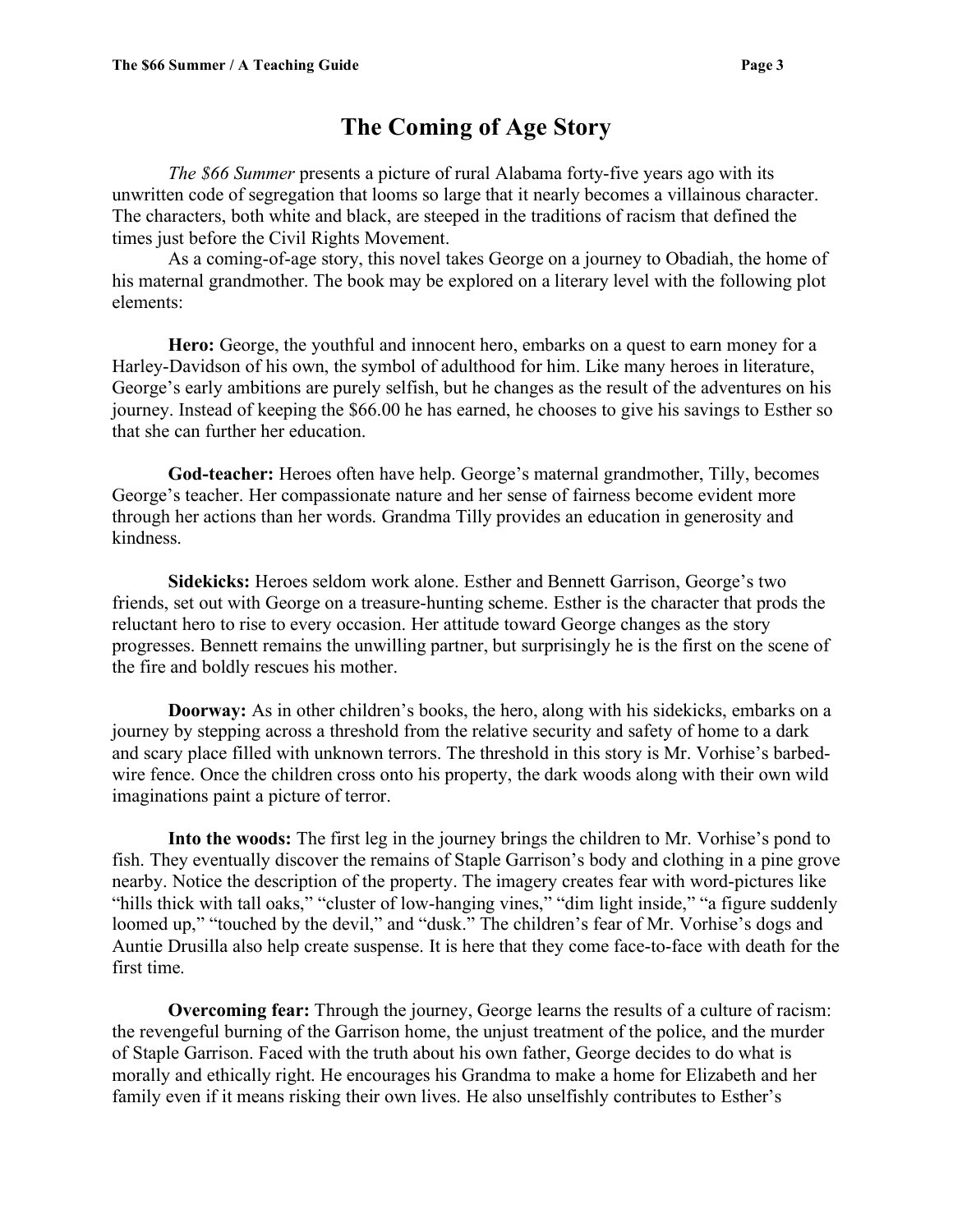# The Coming of Age Story

*The $66 Summer* presents a picture of rural Alabama forty-five years ago with its unwritten code of segregation that looms so large that it nearly becomes a villainous character. The characters, both white and black, are steeped in the traditions of racism that defined the times just before the Civil Rights Movement.

As a coming-of-age story, this novel takes George on a journey to Obadiah, the home of his maternal grandmother. The book may be explored on a literary level with the following plot elements:

**Hero:** George, the youthful and innocent hero, embarks on a quest to earn money for a Harley-Davidson of his own, the symbol of adulthood for him. Like many heroes in literature, George's early ambitions are purely selfish, but he changes as the result of the adventures on his journey. Instead of keeping the $66.00 he has earned, he chooses to give his savings to Esther so that she can further her education.

**God-teacher:** Heroes often have help. George's maternal grandmother, Tilly, becomes George's teacher. Her compassionate nature and her sense of fairness become evident more through her actions than her words. Grandma Tilly provides an education in generosity and kindness.

**Sidekicks:** Heroes seldom work alone. Esther and Bennett Garrison, George's two friends, set out with George on a treasure-hunting scheme. Esther is the character that prods the reluctant hero to rise to every occasion. Her attitude toward George changes as the story progresses. Bennett remains the unwilling partner, but surprisingly he is the first on the scene of the fire and boldly rescues his mother.

**Doorway:** As in other children's books, the hero, along with his sidekicks, embarks on a journey by stepping across a threshold from the relative security and safety of home to a dark and scary place filled with unknown terrors. The threshold in this story is Mr. Vorhise's barbed-wire fence. Once the children cross onto his property, the dark woods along with their own wild imaginations paint a picture of terror.

**Into the woods:** The first leg in the journey brings the children to Mr. Vorhise's pond to fish. They eventually discover the remains of Staple Garrison's body and clothing in a pine grove nearby. Notice the description of the property. The imagery creates fear with word-pictures like "hills thick with tall oaks," "cluster of low-hanging vines," "dim light inside," "a figure suddenly loomed up," "touched by the devil," and "dusk." The children's fear of Mr. Vorhise's dogs and Auntie Drusilla also help create suspense. It is here that they come face-to-face with death for the first time.

**Overcoming fear:** Through the journey, George learns the results of a culture of racism: the revengeful burning of the Garrison home, the unjust treatment of the police, and the murder of Staple Garrison. Faced with the truth about his own father, George decides to do what is morally and ethically right. He encourages his Grandma to make a home for Elizabeth and her family even if it means risking their own lives. He also unselfishly contributes to Esther's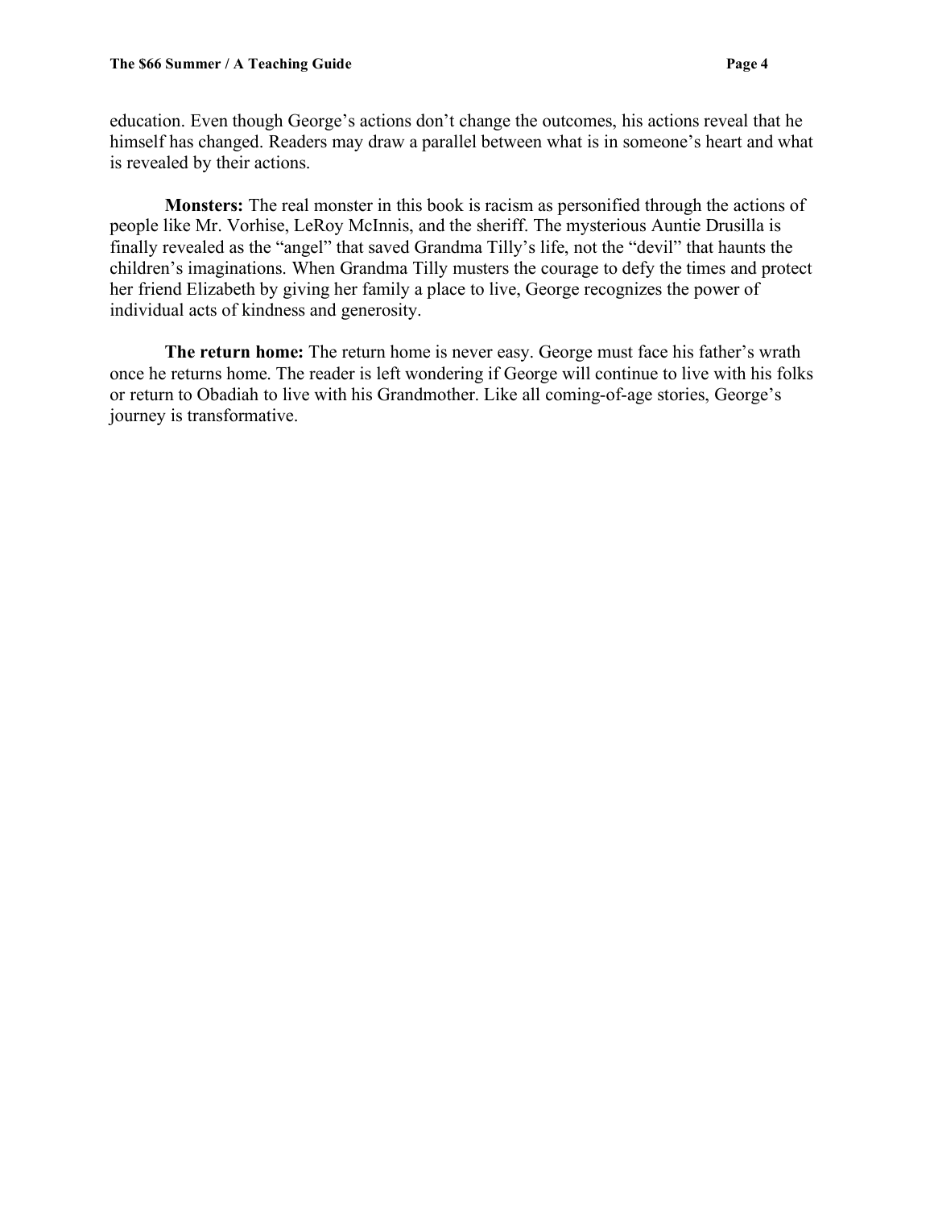education. Even though George's actions don't change the outcomes, his actions reveal that he himself has changed. Readers may draw a parallel between what is in someone's heart and what is revealed by their actions.

**Monsters:** The real monster in this book is racism as personified through the actions of people like Mr. Vorhise, LeRoy McInnis, and the sheriff. The mysterious Auntie Drusilla is finally revealed as the "angel" that saved Grandma Tilly's life, not the "devil" that haunts the children's imaginations. When Grandma Tilly musters the courage to defy the times and protect her friend Elizabeth by giving her family a place to live, George recognizes the power of individual acts of kindness and generosity.

**The return home:** The return home is never easy. George must face his father's wrath once he returns home. The reader is left wondering if George will continue to live with his folks or return to Obadiah to live with his Grandmother. Like all coming-of-age stories, George's journey is transformative.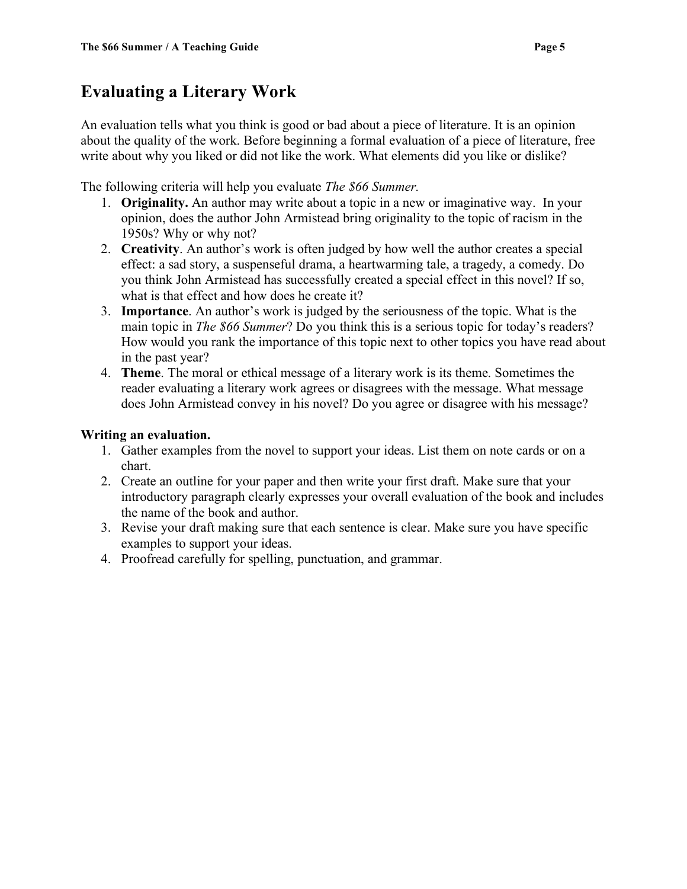# Evaluating a Literary Work

An evaluation tells what you think is good or bad about a piece of literature. It is an opinion about the quality of the work. Before beginning a formal evaluation of a piece of literature, free write about why you liked or did not like the work. What elements did you like or dislike?

The following criteria will help you evaluate *The $66 Summer.*

1. **Originality.** An author may write about a topic in a new or imaginative way. In your opinion, does the author John Armistead bring originality to the topic of racism in the 1950s? Why or why not?
2. **Creativity**. An author's work is often judged by how well the author creates a special effect: a sad story, a suspenseful drama, a heartwarming tale, a tragedy, a comedy. Do you think John Armistead has successfully created a special effect in this novel? If so, what is that effect and how does he create it?
3. **Importance**. An author's work is judged by the seriousness of the topic. What is the main topic in *The $66 Summer*? Do you think this is a serious topic for today's readers? How would you rank the importance of this topic next to other topics you have read about in the past year?
4. **Theme**. The moral or ethical message of a literary work is its theme. Sometimes the reader evaluating a literary work agrees or disagrees with the message. What message does John Armistead convey in his novel? Do you agree or disagree with his message?

**Writing an evaluation.**

1. Gather examples from the novel to support your ideas. List them on note cards or on a chart.
2. Create an outline for your paper and then write your first draft. Make sure that your introductory paragraph clearly expresses your overall evaluation of the book and includes the name of the book and author.
3. Revise your draft making sure that each sentence is clear. Make sure you have specific examples to support your ideas.
4. Proofread carefully for spelling, punctuation, and grammar.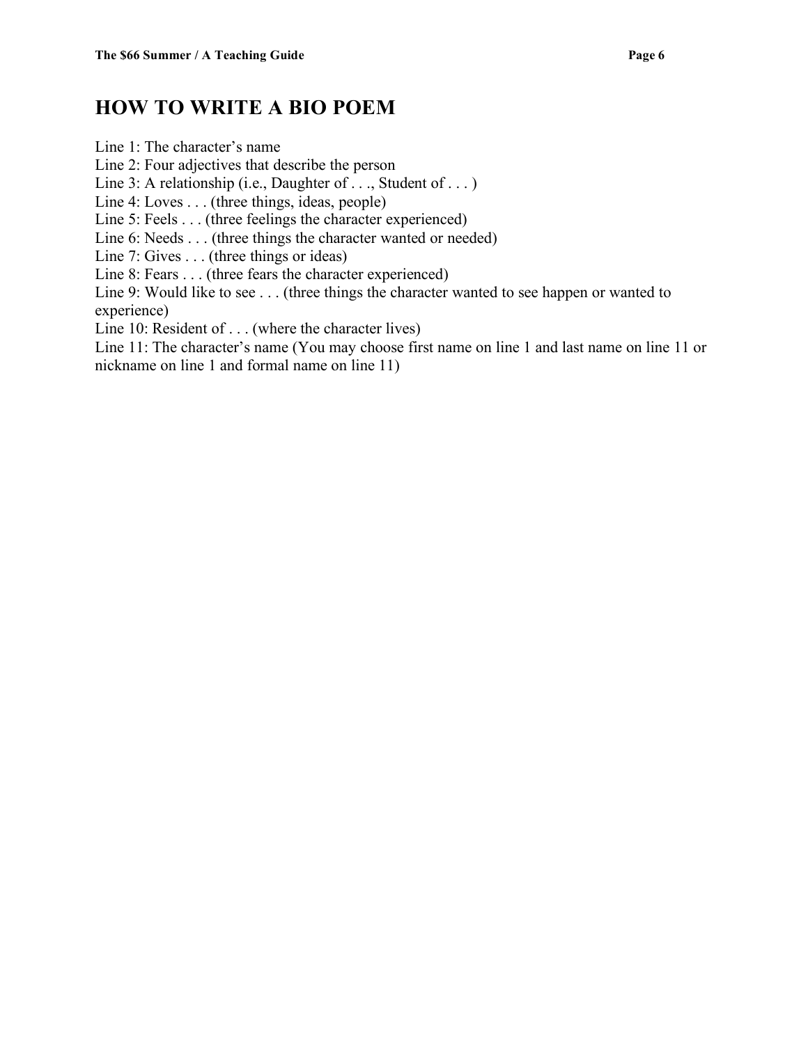## HOW TO WRITE A BIO POEM

Line 1: The character's name
Line 2: Four adjectives that describe the person
Line 3: A relationship (i.e., Daughter of . . ., Student of . . . )
Line 4: Loves . . . (three things, ideas, people)
Line 5: Feels . . . (three feelings the character experienced)
Line 6: Needs . . . (three things the character wanted or needed)
Line 7: Gives . . . (three things or ideas)
Line 8: Fears . . . (three fears the character experienced)
Line 9: Would like to see . . . (three things the character wanted to see happen or wanted to experience)
Line 10: Resident of . . . (where the character lives)
Line 11: The character's name (You may choose first name on line 1 and last name on line 11 or nickname on line 1 and formal name on line 11)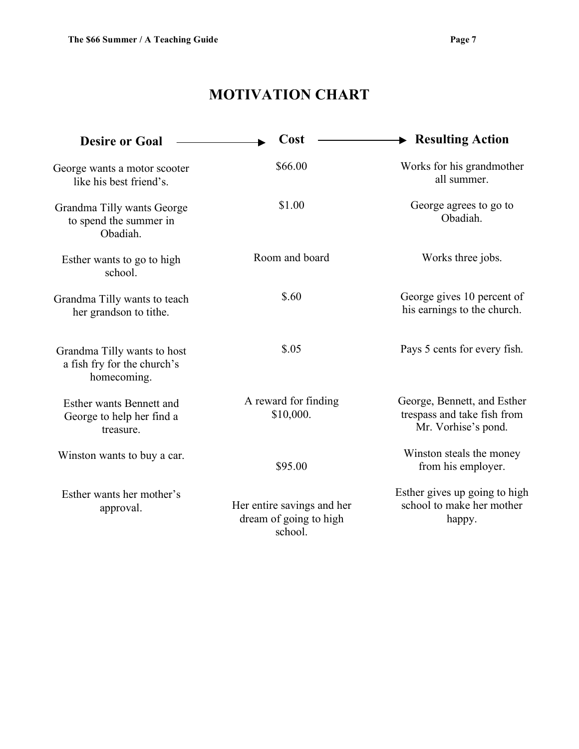# MOTIVATION CHART

| Desire or Goal → | Cost → | Resulting Action |
|---|---|---|
| George wants a motor scooter like his best friend's. | $66.00 | Works for his grandmother all summer. |
| Grandma Tilly wants George to spend the summer in Obadiah. | $1.00 | George agrees to go to Obadiah. |
| Esther wants to go to high school. | Room and board | Works three jobs. |
| Grandma Tilly wants to teach her grandson to tithe. | $.60 | George gives 10 percent of his earnings to the church. |
| Grandma Tilly wants to host a fish fry for the church's homecoming. | $.05 | Pays 5 cents for every fish. |
| Esther wants Bennett and George to help her find a treasure. | A reward for finding $10,000. | George, Bennett, and Esther trespass and take fish from Mr. Vorhise's pond. |
| Winston wants to buy a car. | $95.00 | Winston steals the money from his employer. |
| Esther wants her mother's approval. | Her entire savings and her dream of going to high school. | Esther gives up going to high school to make her mother happy. |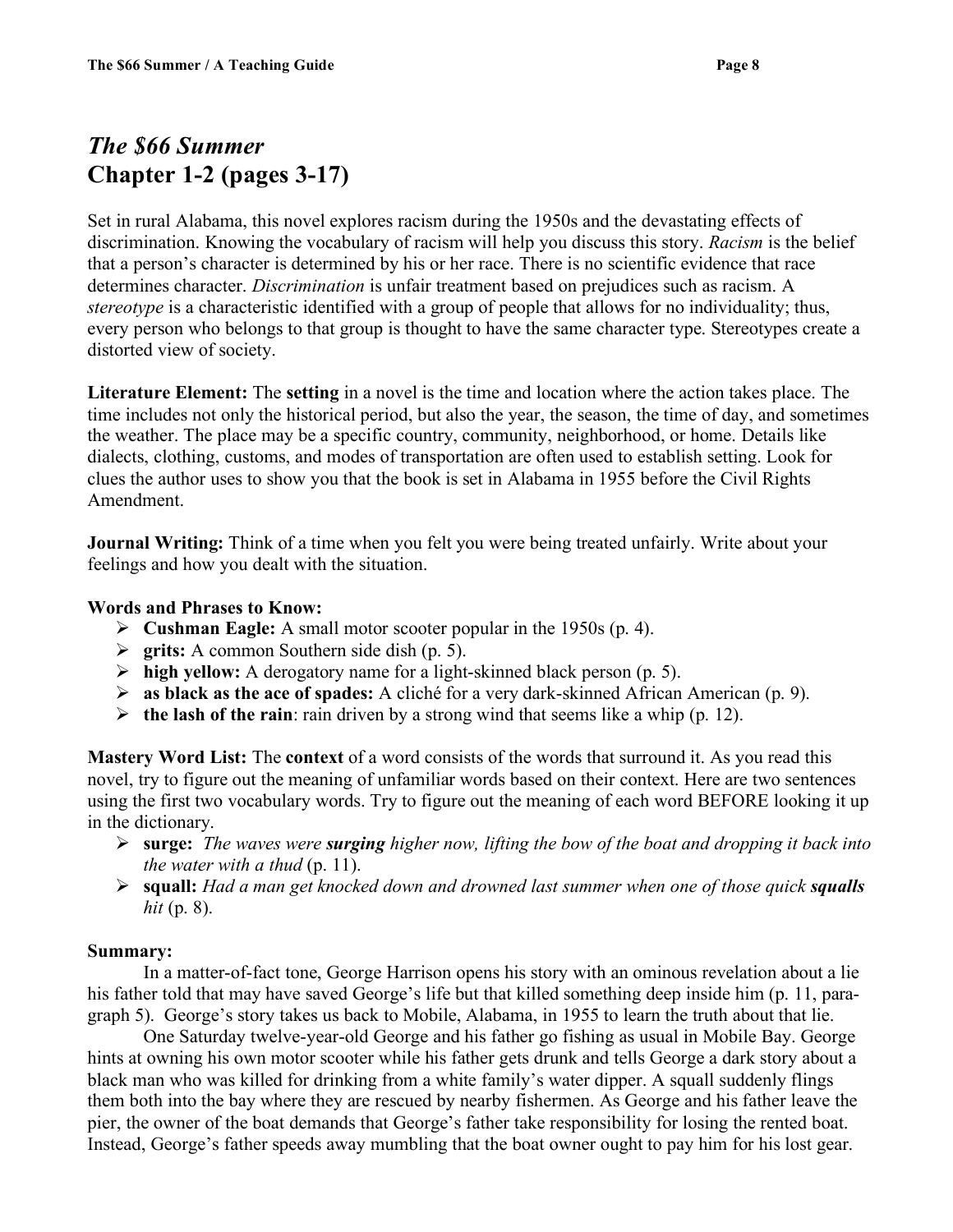# *The $66 Summer*
# Chapter 1-2 (pages 3-17)

Set in rural Alabama, this novel explores racism during the 1950s and the devastating effects of discrimination. Knowing the vocabulary of racism will help you discuss this story. *Racism* is the belief that a person's character is determined by his or her race. There is no scientific evidence that race determines character. *Discrimination* is unfair treatment based on prejudices such as racism. A *stereotype* is a characteristic identified with a group of people that allows for no individuality; thus, every person who belongs to that group is thought to have the same character type. Stereotypes create a distorted view of society.

**Literature Element:** The **setting** in a novel is the time and location where the action takes place. The time includes not only the historical period, but also the year, the season, the time of day, and sometimes the weather. The place may be a specific country, community, neighborhood, or home. Details like dialects, clothing, customs, and modes of transportation are often used to establish setting. Look for clues the author uses to show you that the book is set in Alabama in 1955 before the Civil Rights Amendment.

**Journal Writing:** Think of a time when you felt you were being treated unfairly. Write about your feelings and how you dealt with the situation.

**Words and Phrases to Know:**

- **Cushman Eagle:** A small motor scooter popular in the 1950s (p. 4).
- **grits:** A common Southern side dish (p. 5).
- **high yellow:** A derogatory name for a light-skinned black person (p. 5).
- **as black as the ace of spades:** A cliché for a very dark-skinned African American (p. 9).
- **the lash of the rain**: rain driven by a strong wind that seems like a whip (p. 12).

**Mastery Word List:** The **context** of a word consists of the words that surround it. As you read this novel, try to figure out the meaning of unfamiliar words based on their context. Here are two sentences using the first two vocabulary words. Try to figure out the meaning of each word BEFORE looking it up in the dictionary.

- **surge:** *The waves were **surging** higher now, lifting the bow of the boat and dropping it back into the water with a thud* (p. 11).
- **squall:** *Had a man get knocked down and drowned last summer when one of those quick **squalls** hit* (p. 8).

**Summary:**

In a matter-of-fact tone, George Harrison opens his story with an ominous revelation about a lie his father told that may have saved George's life but that killed something deep inside him (p. 11, paragraph 5). George's story takes us back to Mobile, Alabama, in 1955 to learn the truth about that lie.

One Saturday twelve-year-old George and his father go fishing as usual in Mobile Bay. George hints at owning his own motor scooter while his father gets drunk and tells George a dark story about a black man who was killed for drinking from a white family's water dipper. A squall suddenly flings them both into the bay where they are rescued by nearby fishermen. As George and his father leave the pier, the owner of the boat demands that George's father take responsibility for losing the rented boat. Instead, George's father speeds away mumbling that the boat owner ought to pay him for his lost gear.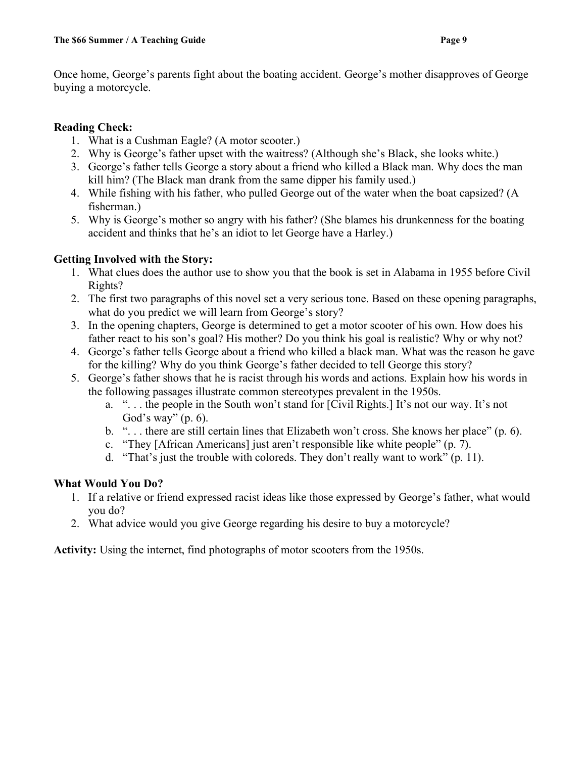Once home, George's parents fight about the boating accident. George's mother disapproves of George buying a motorcycle.

**Reading Check:**

1. What is a Cushman Eagle? (A motor scooter.)
2. Why is George's father upset with the waitress? (Although she's Black, she looks white.)
3. George's father tells George a story about a friend who killed a Black man. Why does the man kill him? (The Black man drank from the same dipper his family used.)
4. While fishing with his father, who pulled George out of the water when the boat capsized? (A fisherman.)
5. Why is George's mother so angry with his father? (She blames his drunkenness for the boating accident and thinks that he's an idiot to let George have a Harley.)

**Getting Involved with the Story:**

1. What clues does the author use to show you that the book is set in Alabama in 1955 before Civil Rights?
2. The first two paragraphs of this novel set a very serious tone. Based on these opening paragraphs, what do you predict we will learn from George's story?
3. In the opening chapters, George is determined to get a motor scooter of his own. How does his father react to his son's goal? His mother? Do you think his goal is realistic? Why or why not?
4. George's father tells George about a friend who killed a black man. What was the reason he gave for the killing? Why do you think George's father decided to tell George this story?
5. George's father shows that he is racist through his words and actions. Explain how his words in the following passages illustrate common stereotypes prevalent in the 1950s.
    a. ". . . the people in the South won't stand for [Civil Rights.] It's not our way. It's not God's way" (p. 6).
    b. ". . . there are still certain lines that Elizabeth won't cross. She knows her place" (p. 6).
    c. "They [African Americans] just aren't responsible like white people" (p. 7).
    d. "That's just the trouble with coloreds. They don't really want to work" (p. 11).

**What Would You Do?**

1. If a relative or friend expressed racist ideas like those expressed by George's father, what would you do?
2. What advice would you give George regarding his desire to buy a motorcycle?

**Activity:** Using the internet, find photographs of motor scooters from the 1950s.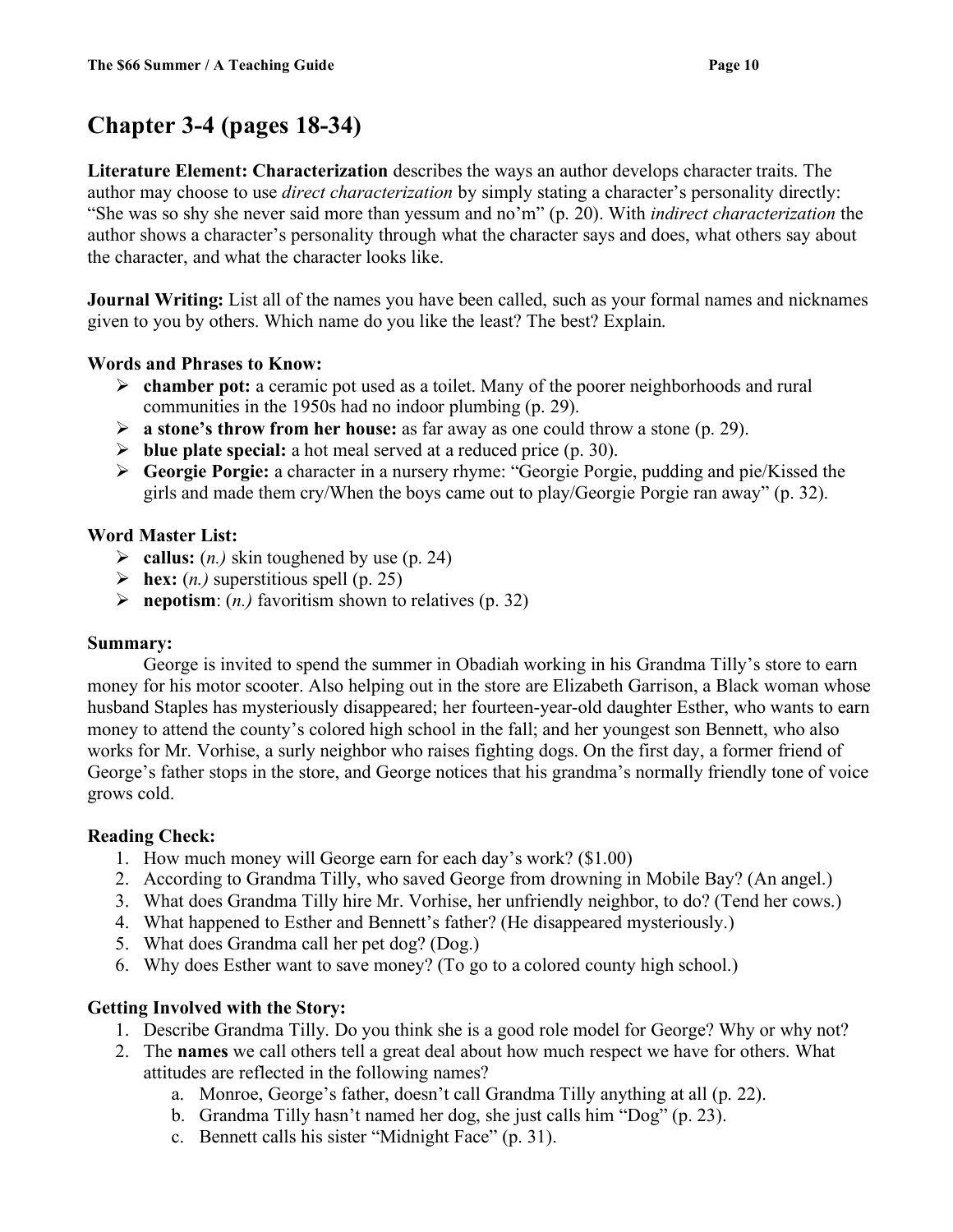## Chapter 3-4 (pages 18-34)

**Literature Element: Characterization** describes the ways an author develops character traits. The author may choose to use *direct characterization* by simply stating a character's personality directly: "She was so shy she never said more than yessum and no'm" (p. 20). With *indirect characterization* the author shows a character's personality through what the character says and does, what others say about the character, and what the character looks like.

**Journal Writing:** List all of the names you have been called, such as your formal names and nicknames given to you by others. Which name do you like the least? The best? Explain.

**Words and Phrases to Know:**

- **chamber pot:** a ceramic pot used as a toilet. Many of the poorer neighborhoods and rural communities in the 1950s had no indoor plumbing (p. 29).
- **a stone's throw from her house:** as far away as one could throw a stone (p. 29).
- **blue plate special:** a hot meal served at a reduced price (p. 30).
- **Georgie Porgie:** a character in a nursery rhyme: "Georgie Porgie, pudding and pie/Kissed the girls and made them cry/When the boys came out to play/Georgie Porgie ran away" (p. 32).

**Word Master List:**

- **callus:** (*n.)* skin toughened by use (p. 24)
- **hex:** (*n.)* superstitious spell (p. 25)
- **nepotism**: (*n.)* favoritism shown to relatives (p. 32)

**Summary:**

George is invited to spend the summer in Obadiah working in his Grandma Tilly's store to earn money for his motor scooter. Also helping out in the store are Elizabeth Garrison, a Black woman whose husband Staples has mysteriously disappeared; her fourteen-year-old daughter Esther, who wants to earn money to attend the county's colored high school in the fall; and her youngest son Bennett, who also works for Mr. Vorhise, a surly neighbor who raises fighting dogs. On the first day, a former friend of George's father stops in the store, and George notices that his grandma's normally friendly tone of voice grows cold.

**Reading Check:**

1. How much money will George earn for each day's work? ($1.00)
2. According to Grandma Tilly, who saved George from drowning in Mobile Bay? (An angel.)
3. What does Grandma Tilly hire Mr. Vorhise, her unfriendly neighbor, to do? (Tend her cows.)
4. What happened to Esther and Bennett's father? (He disappeared mysteriously.)
5. What does Grandma call her pet dog? (Dog.)
6. Why does Esther want to save money? (To go to a colored county high school.)

**Getting Involved with the Story:**

1. Describe Grandma Tilly. Do you think she is a good role model for George? Why or why not?
2. The **names** we call others tell a great deal about how much respect we have for others. What attitudes are reflected in the following names?
   a. Monroe, George's father, doesn't call Grandma Tilly anything at all (p. 22).
   b. Grandma Tilly hasn't named her dog, she just calls him "Dog" (p. 23).
   c. Bennett calls his sister "Midnight Face" (p. 31).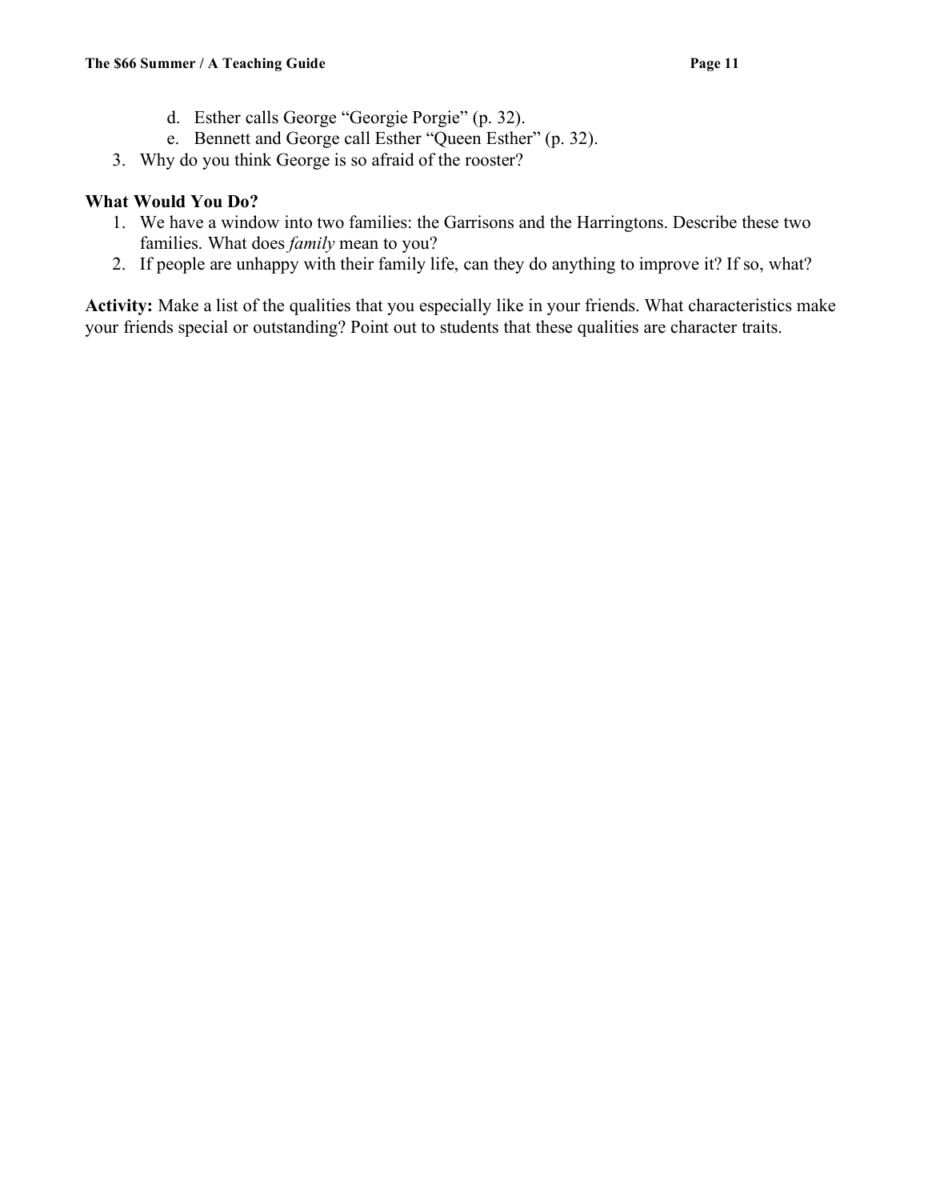d. Esther calls George "Georgie Porgie" (p. 32).
   e. Bennett and George call Esther "Queen Esther" (p. 32).
3. Why do you think George is so afraid of the rooster?

**What Would You Do?**

1. We have a window into two families: the Garrisons and the Harringtons. Describe these two families. What does *family* mean to you?
2. If people are unhappy with their family life, can they do anything to improve it? If so, what?

**Activity:** Make a list of the qualities that you especially like in your friends. What characteristics make your friends special or outstanding? Point out to students that these qualities are character traits.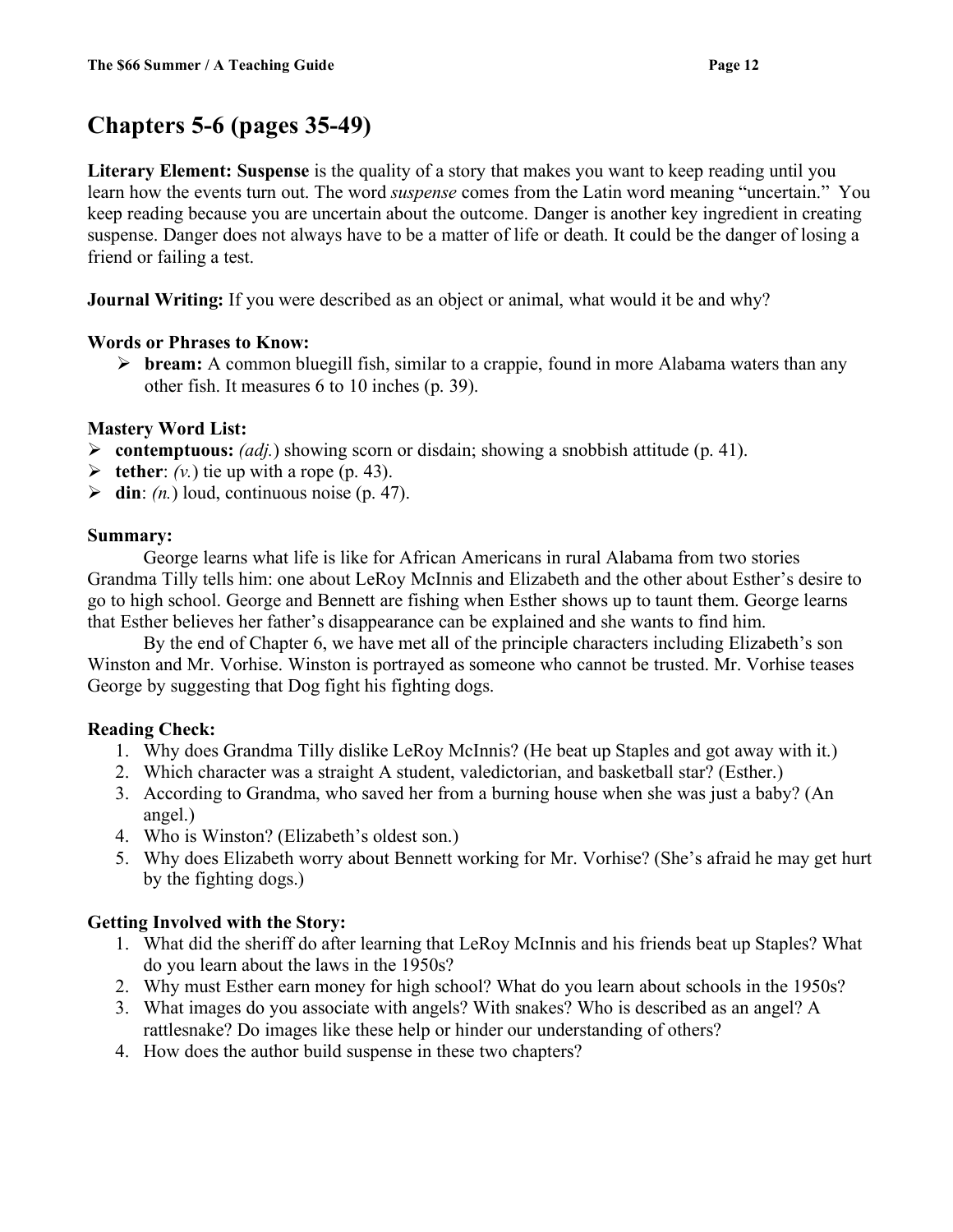## Chapters 5-6 (pages 35-49)

**Literary Element: Suspense** is the quality of a story that makes you want to keep reading until you learn how the events turn out. The word *suspense* comes from the Latin word meaning "uncertain." You keep reading because you are uncertain about the outcome. Danger is another key ingredient in creating suspense. Danger does not always have to be a matter of life or death. It could be the danger of losing a friend or failing a test.

**Journal Writing:** If you were described as an object or animal, what would it be and why?

**Words or Phrases to Know:**

- **bream:** A common bluegill fish, similar to a crappie, found in more Alabama waters than any other fish. It measures 6 to 10 inches (p. 39).

**Mastery Word List:**

- **contemptuous:** *(adj.)* showing scorn or disdain; showing a snobbish attitude (p. 41).
- **tether**: *(v.)* tie up with a rope (p. 43).
- **din**: *(n.)* loud, continuous noise (p. 47).

**Summary:**

George learns what life is like for African Americans in rural Alabama from two stories Grandma Tilly tells him: one about LeRoy McInnis and Elizabeth and the other about Esther's desire to go to high school. George and Bennett are fishing when Esther shows up to taunt them. George learns that Esther believes her father's disappearance can be explained and she wants to find him.

By the end of Chapter 6, we have met all of the principle characters including Elizabeth's son Winston and Mr. Vorhise. Winston is portrayed as someone who cannot be trusted. Mr. Vorhise teases George by suggesting that Dog fight his fighting dogs.

**Reading Check:**

1. Why does Grandma Tilly dislike LeRoy McInnis? (He beat up Staples and got away with it.)
2. Which character was a straight A student, valedictorian, and basketball star? (Esther.)
3. According to Grandma, who saved her from a burning house when she was just a baby? (An angel.)
4. Who is Winston? (Elizabeth's oldest son.)
5. Why does Elizabeth worry about Bennett working for Mr. Vorhise? (She's afraid he may get hurt by the fighting dogs.)

**Getting Involved with the Story:**

1. What did the sheriff do after learning that LeRoy McInnis and his friends beat up Staples? What do you learn about the laws in the 1950s?
2. Why must Esther earn money for high school? What do you learn about schools in the 1950s?
3. What images do you associate with angels? With snakes? Who is described as an angel? A rattlesnake? Do images like these help or hinder our understanding of others?
4. How does the author build suspense in these two chapters?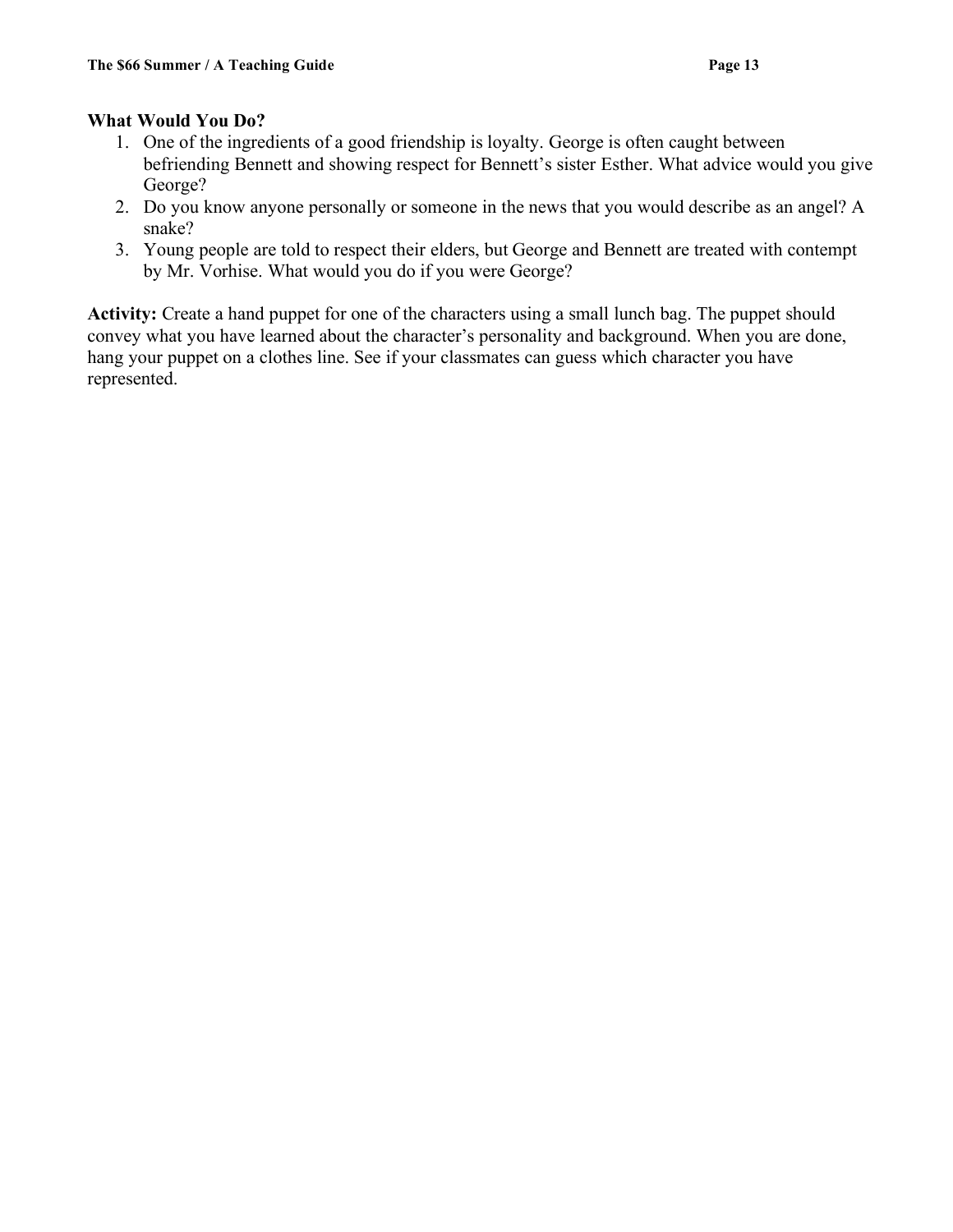**What Would You Do?**

1. One of the ingredients of a good friendship is loyalty. George is often caught between befriending Bennett and showing respect for Bennett's sister Esther. What advice would you give George?
2. Do you know anyone personally or someone in the news that you would describe as an angel? A snake?
3. Young people are told to respect their elders, but George and Bennett are treated with contempt by Mr. Vorhise. What would you do if you were George?

**Activity:** Create a hand puppet for one of the characters using a small lunch bag. The puppet should convey what you have learned about the character's personality and background. When you are done, hang your puppet on a clothes line. See if your classmates can guess which character you have represented.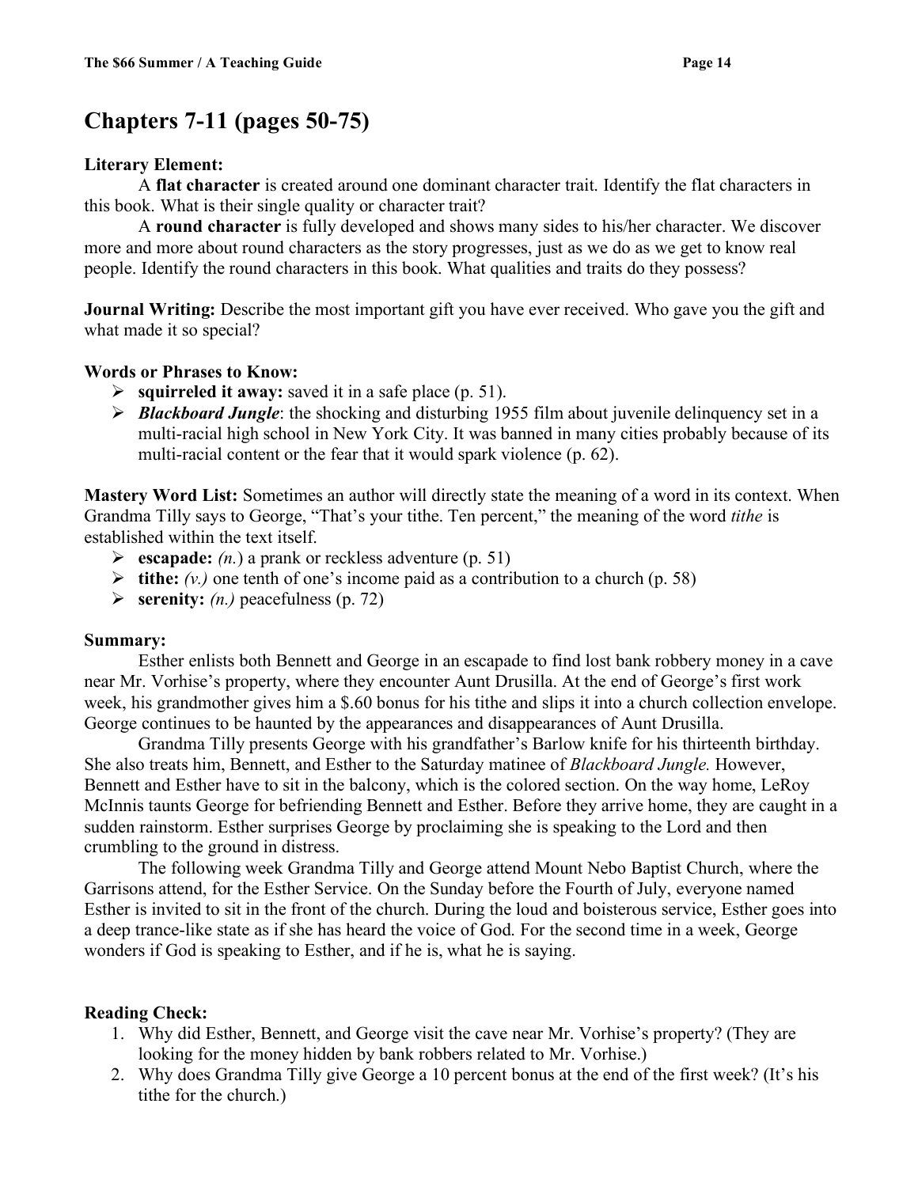## Chapters 7-11 (pages 50-75)

**Literary Element:**

A **flat character** is created around one dominant character trait. Identify the flat characters in this book. What is their single quality or character trait?

A **round character** is fully developed and shows many sides to his/her character. We discover more and more about round characters as the story progresses, just as we do as we get to know real people. Identify the round characters in this book. What qualities and traits do they possess?

**Journal Writing:** Describe the most important gift you have ever received. Who gave you the gift and what made it so special?

**Words or Phrases to Know:**

- **squirreled it away:** saved it in a safe place (p. 51).
- ***Blackboard Jungle***: the shocking and disturbing 1955 film about juvenile delinquency set in a multi-racial high school in New York City. It was banned in many cities probably because of its multi-racial content or the fear that it would spark violence (p. 62).

**Mastery Word List:** Sometimes an author will directly state the meaning of a word in its context. When Grandma Tilly says to George, "That's your tithe. Ten percent," the meaning of the word *tithe* is established within the text itself.

- **escapade:** *(n.)* a prank or reckless adventure (p. 51)
- **tithe:** *(v.)* one tenth of one's income paid as a contribution to a church (p. 58)
- **serenity:** *(n.)* peacefulness (p. 72)

**Summary:**

Esther enlists both Bennett and George in an escapade to find lost bank robbery money in a cave near Mr. Vorhise's property, where they encounter Aunt Drusilla. At the end of George's first work week, his grandmother gives him a $.60 bonus for his tithe and slips it into a church collection envelope. George continues to be haunted by the appearances and disappearances of Aunt Drusilla.

Grandma Tilly presents George with his grandfather's Barlow knife for his thirteenth birthday. She also treats him, Bennett, and Esther to the Saturday matinee of *Blackboard Jungle.* However, Bennett and Esther have to sit in the balcony, which is the colored section. On the way home, LeRoy McInnis taunts George for befriending Bennett and Esther. Before they arrive home, they are caught in a sudden rainstorm. Esther surprises George by proclaiming she is speaking to the Lord and then crumbling to the ground in distress.

The following week Grandma Tilly and George attend Mount Nebo Baptist Church, where the Garrisons attend, for the Esther Service. On the Sunday before the Fourth of July, everyone named Esther is invited to sit in the front of the church. During the loud and boisterous service, Esther goes into a deep trance-like state as if she has heard the voice of God. For the second time in a week, George wonders if God is speaking to Esther, and if he is, what he is saying.

**Reading Check:**

1. Why did Esther, Bennett, and George visit the cave near Mr. Vorhise's property? (They are looking for the money hidden by bank robbers related to Mr. Vorhise.)
2. Why does Grandma Tilly give George a 10 percent bonus at the end of the first week? (It's his tithe for the church.)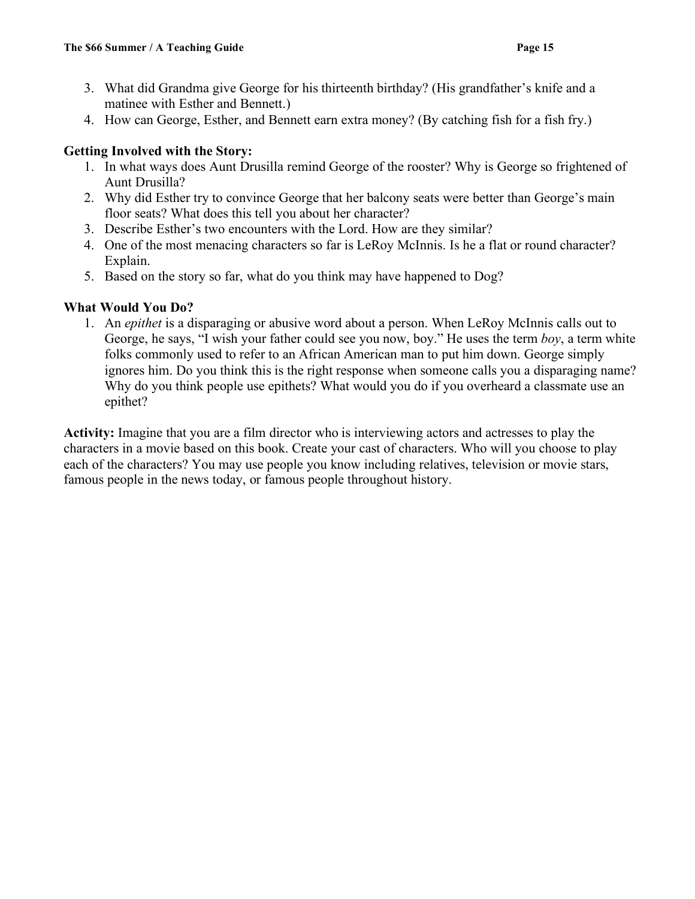3. What did Grandma give George for his thirteenth birthday? (His grandfather's knife and a matinee with Esther and Bennett.)
4. How can George, Esther, and Bennett earn extra money? (By catching fish for a fish fry.)

**Getting Involved with the Story:**

1. In what ways does Aunt Drusilla remind George of the rooster? Why is George so frightened of Aunt Drusilla?
2. Why did Esther try to convince George that her balcony seats were better than George's main floor seats? What does this tell you about her character?
3. Describe Esther's two encounters with the Lord. How are they similar?
4. One of the most menacing characters so far is LeRoy McInnis. Is he a flat or round character? Explain.
5. Based on the story so far, what do you think may have happened to Dog?

**What Would You Do?**

1. An *epithet* is a disparaging or abusive word about a person. When LeRoy McInnis calls out to George, he says, "I wish your father could see you now, boy." He uses the term *boy*, a term white folks commonly used to refer to an African American man to put him down. George simply ignores him. Do you think this is the right response when someone calls you a disparaging name? Why do you think people use epithets? What would you do if you overheard a classmate use an epithet?

**Activity:** Imagine that you are a film director who is interviewing actors and actresses to play the characters in a movie based on this book. Create your cast of characters. Who will you choose to play each of the characters? You may use people you know including relatives, television or movie stars, famous people in the news today, or famous people throughout history.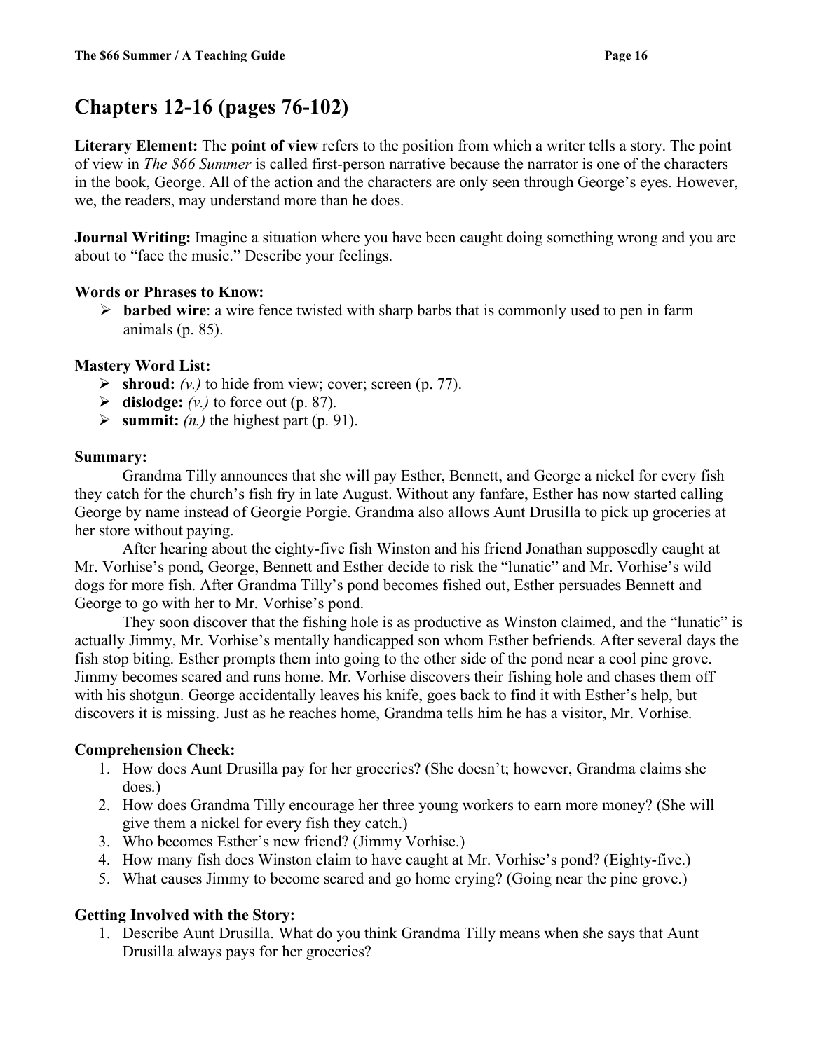## Chapters 12-16 (pages 76-102)

**Literary Element:** The **point of view** refers to the position from which a writer tells a story. The point of view in *The $66 Summer* is called first-person narrative because the narrator is one of the characters in the book, George. All of the action and the characters are only seen through George's eyes. However, we, the readers, may understand more than he does.

**Journal Writing:** Imagine a situation where you have been caught doing something wrong and you are about to "face the music." Describe your feelings.

**Words or Phrases to Know:**

- **barbed wire**: a wire fence twisted with sharp barbs that is commonly used to pen in farm animals (p. 85).

**Mastery Word List:**

- **shroud:** *(v.)* to hide from view; cover; screen (p. 77).
- **dislodge:** *(v.)* to force out (p. 87).
- **summit:** *(n.)* the highest part (p. 91).

**Summary:**

Grandma Tilly announces that she will pay Esther, Bennett, and George a nickel for every fish they catch for the church's fish fry in late August. Without any fanfare, Esther has now started calling George by name instead of Georgie Porgie. Grandma also allows Aunt Drusilla to pick up groceries at her store without paying.

After hearing about the eighty-five fish Winston and his friend Jonathan supposedly caught at Mr. Vorhise's pond, George, Bennett and Esther decide to risk the "lunatic" and Mr. Vorhise's wild dogs for more fish. After Grandma Tilly's pond becomes fished out, Esther persuades Bennett and George to go with her to Mr. Vorhise's pond.

They soon discover that the fishing hole is as productive as Winston claimed, and the "lunatic" is actually Jimmy, Mr. Vorhise's mentally handicapped son whom Esther befriends. After several days the fish stop biting. Esther prompts them into going to the other side of the pond near a cool pine grove. Jimmy becomes scared and runs home. Mr. Vorhise discovers their fishing hole and chases them off with his shotgun. George accidentally leaves his knife, goes back to find it with Esther's help, but discovers it is missing. Just as he reaches home, Grandma tells him he has a visitor, Mr. Vorhise.

**Comprehension Check:**

1. How does Aunt Drusilla pay for her groceries? (She doesn't; however, Grandma claims she does.)
2. How does Grandma Tilly encourage her three young workers to earn more money? (She will give them a nickel for every fish they catch.)
3. Who becomes Esther's new friend? (Jimmy Vorhise.)
4. How many fish does Winston claim to have caught at Mr. Vorhise's pond? (Eighty-five.)
5. What causes Jimmy to become scared and go home crying? (Going near the pine grove.)

**Getting Involved with the Story:**

1. Describe Aunt Drusilla. What do you think Grandma Tilly means when she says that Aunt Drusilla always pays for her groceries?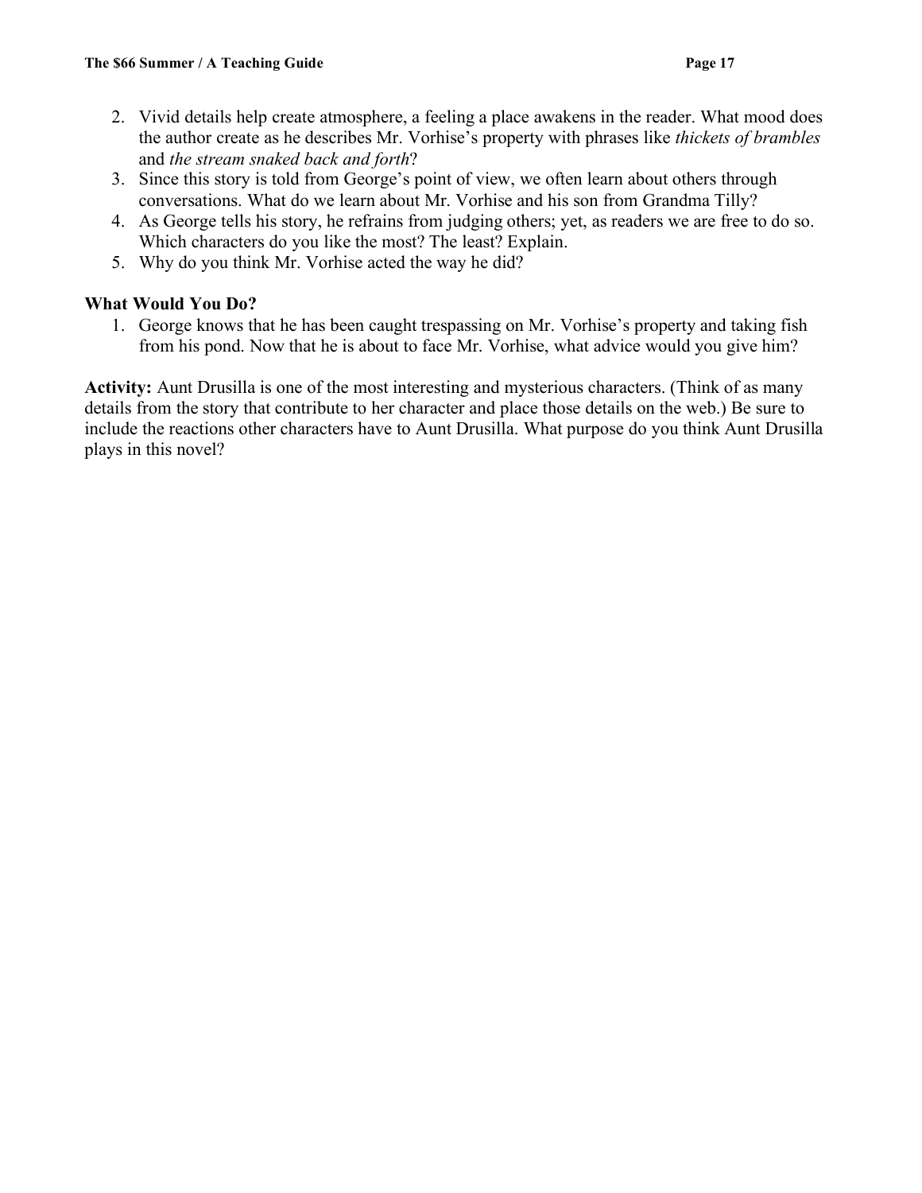2. Vivid details help create atmosphere, a feeling a place awakens in the reader. What mood does the author create as he describes Mr. Vorhise's property with phrases like *thickets of brambles* and *the stream snaked back and forth*?
3. Since this story is told from George's point of view, we often learn about others through conversations. What do we learn about Mr. Vorhise and his son from Grandma Tilly?
4. As George tells his story, he refrains from judging others; yet, as readers we are free to do so. Which characters do you like the most? The least? Explain.
5. Why do you think Mr. Vorhise acted the way he did?

**What Would You Do?**

1. George knows that he has been caught trespassing on Mr. Vorhise's property and taking fish from his pond. Now that he is about to face Mr. Vorhise, what advice would you give him?

**Activity:** Aunt Drusilla is one of the most interesting and mysterious characters. (Think of as many details from the story that contribute to her character and place those details on the web.) Be sure to include the reactions other characters have to Aunt Drusilla. What purpose do you think Aunt Drusilla plays in this novel?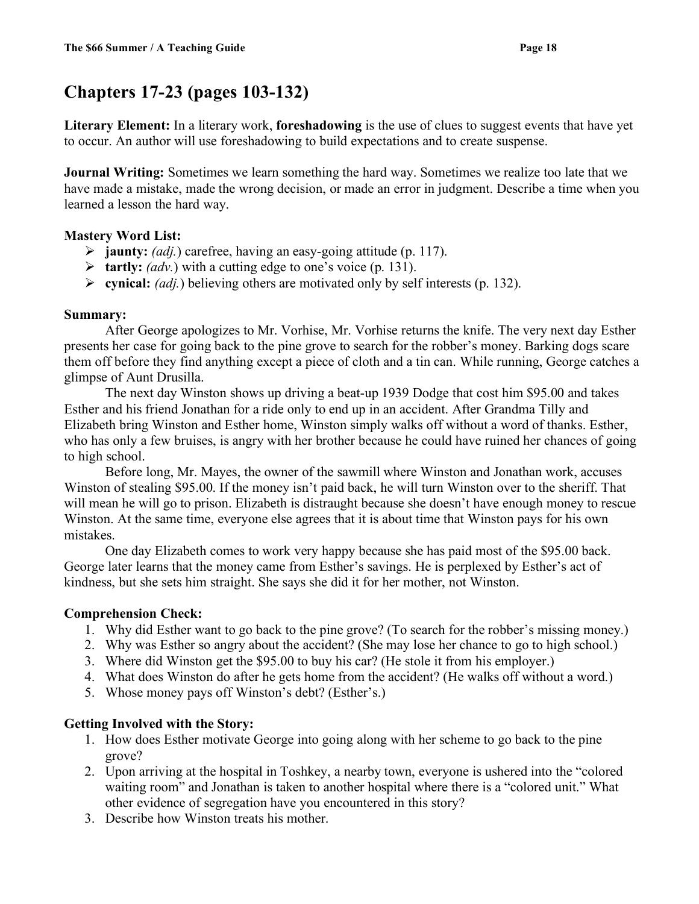## Chapters 17-23 (pages 103-132)

**Literary Element:** In a literary work, **foreshadowing** is the use of clues to suggest events that have yet to occur. An author will use foreshadowing to build expectations and to create suspense.

**Journal Writing:** Sometimes we learn something the hard way. Sometimes we realize too late that we have made a mistake, made the wrong decision, or made an error in judgment. Describe a time when you learned a lesson the hard way.

**Mastery Word List:**

- **jaunty:** *(adj.)* carefree, having an easy-going attitude (p. 117).
- **tartly:** *(adv.)* with a cutting edge to one's voice (p. 131).
- **cynical:** *(adj.)* believing others are motivated only by self interests (p. 132).

**Summary:**

After George apologizes to Mr. Vorhise, Mr. Vorhise returns the knife. The very next day Esther presents her case for going back to the pine grove to search for the robber's money. Barking dogs scare them off before they find anything except a piece of cloth and a tin can. While running, George catches a glimpse of Aunt Drusilla.

The next day Winston shows up driving a beat-up 1939 Dodge that cost him $95.00 and takes Esther and his friend Jonathan for a ride only to end up in an accident. After Grandma Tilly and Elizabeth bring Winston and Esther home, Winston simply walks off without a word of thanks. Esther, who has only a few bruises, is angry with her brother because he could have ruined her chances of going to high school.

Before long, Mr. Mayes, the owner of the sawmill where Winston and Jonathan work, accuses Winston of stealing $95.00. If the money isn't paid back, he will turn Winston over to the sheriff. That will mean he will go to prison. Elizabeth is distraught because she doesn't have enough money to rescue Winston. At the same time, everyone else agrees that it is about time that Winston pays for his own mistakes.

One day Elizabeth comes to work very happy because she has paid most of the $95.00 back. George later learns that the money came from Esther's savings. He is perplexed by Esther's act of kindness, but she sets him straight. She says she did it for her mother, not Winston.

**Comprehension Check:**

1. Why did Esther want to go back to the pine grove? (To search for the robber's missing money.)
2. Why was Esther so angry about the accident? (She may lose her chance to go to high school.)
3. Where did Winston get the $95.00 to buy his car? (He stole it from his employer.)
4. What does Winston do after he gets home from the accident? (He walks off without a word.)
5. Whose money pays off Winston's debt? (Esther's.)

**Getting Involved with the Story:**

1. How does Esther motivate George into going along with her scheme to go back to the pine grove?
2. Upon arriving at the hospital in Toshkey, a nearby town, everyone is ushered into the "colored waiting room" and Jonathan is taken to another hospital where there is a "colored unit." What other evidence of segregation have you encountered in this story?
3. Describe how Winston treats his mother.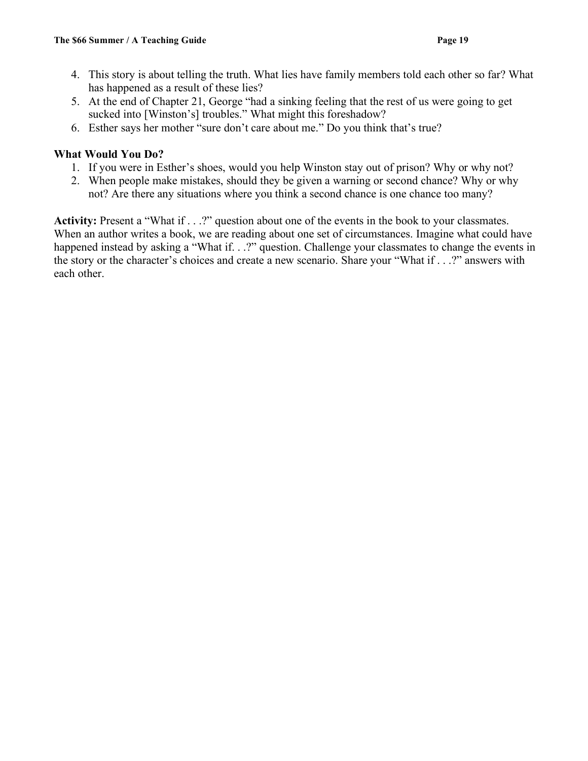4. This story is about telling the truth. What lies have family members told each other so far? What has happened as a result of these lies?
5. At the end of Chapter 21, George "had a sinking feeling that the rest of us were going to get sucked into [Winston's] troubles." What might this foreshadow?
6. Esther says her mother "sure don't care about me." Do you think that's true?

**What Would You Do?**

1. If you were in Esther's shoes, would you help Winston stay out of prison? Why or why not?
2. When people make mistakes, should they be given a warning or second chance? Why or why not? Are there any situations where you think a second chance is one chance too many?

**Activity:** Present a "What if . . .?" question about one of the events in the book to your classmates. When an author writes a book, we are reading about one set of circumstances. Imagine what could have happened instead by asking a "What if. . .?" question. Challenge your classmates to change the events in the story or the character's choices and create a new scenario. Share your "What if . . .?" answers with each other.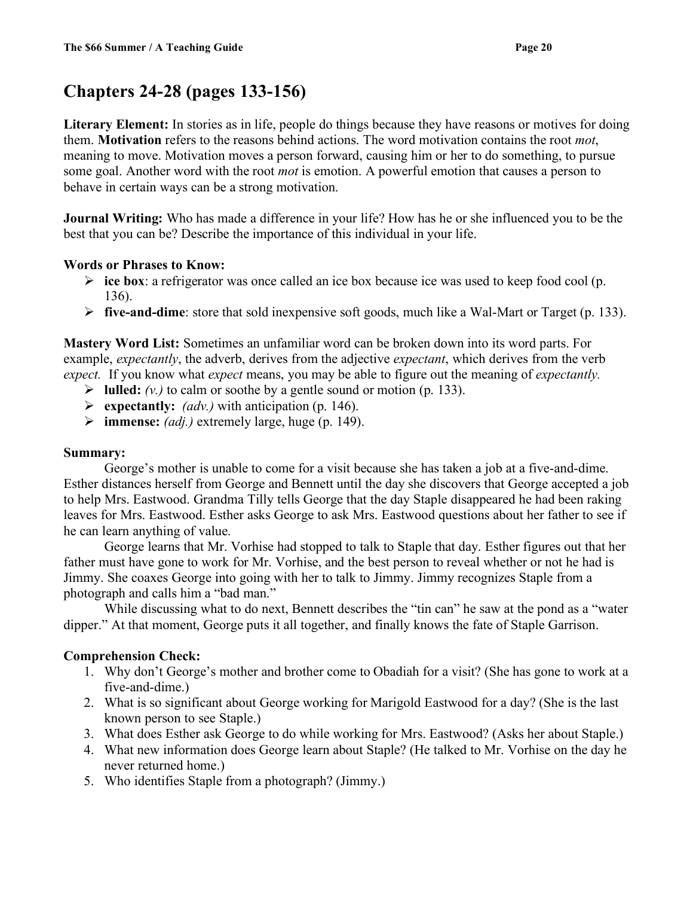## Chapters 24-28 (pages 133-156)

**Literary Element:** In stories as in life, people do things because they have reasons or motives for doing them. **Motivation** refers to the reasons behind actions. The word motivation contains the root *mot*, meaning to move. Motivation moves a person forward, causing him or her to do something, to pursue some goal. Another word with the root *mot* is emotion. A powerful emotion that causes a person to behave in certain ways can be a strong motivation.

**Journal Writing:** Who has made a difference in your life? How has he or she influenced you to be the best that you can be? Describe the importance of this individual in your life.

**Words or Phrases to Know:**

- **ice box**: a refrigerator was once called an ice box because ice was used to keep food cool (p. 136).
- **five-and-dime**: store that sold inexpensive soft goods, much like a Wal-Mart or Target (p. 133).

**Mastery Word List:** Sometimes an unfamiliar word can be broken down into its word parts. For example, *expectantly*, the adverb, derives from the adjective *expectant*, which derives from the verb *expect.* If you know what *expect* means, you may be able to figure out the meaning of *expectantly.*

- **lulled:** *(v.)* to calm or soothe by a gentle sound or motion (p. 133).
- **expectantly:** *(adv.)* with anticipation (p. 146).
- **immense:** *(adj.)* extremely large, huge (p. 149).

**Summary:**

George's mother is unable to come for a visit because she has taken a job at a five-and-dime. Esther distances herself from George and Bennett until the day she discovers that George accepted a job to help Mrs. Eastwood. Grandma Tilly tells George that the day Staple disappeared he had been raking leaves for Mrs. Eastwood. Esther asks George to ask Mrs. Eastwood questions about her father to see if he can learn anything of value.

George learns that Mr. Vorhise had stopped to talk to Staple that day. Esther figures out that her father must have gone to work for Mr. Vorhise, and the best person to reveal whether or not he had is Jimmy. She coaxes George into going with her to talk to Jimmy. Jimmy recognizes Staple from a photograph and calls him a "bad man."

While discussing what to do next, Bennett describes the "tin can" he saw at the pond as a "water dipper." At that moment, George puts it all together, and finally knows the fate of Staple Garrison.

**Comprehension Check:**

1. Why don't George's mother and brother come to Obadiah for a visit? (She has gone to work at a five-and-dime.)
2. What is so significant about George working for Marigold Eastwood for a day? (She is the last known person to see Staple.)
3. What does Esther ask George to do while working for Mrs. Eastwood? (Asks her about Staple.)
4. What new information does George learn about Staple? (He talked to Mr. Vorhise on the day he never returned home.)
5. Who identifies Staple from a photograph? (Jimmy.)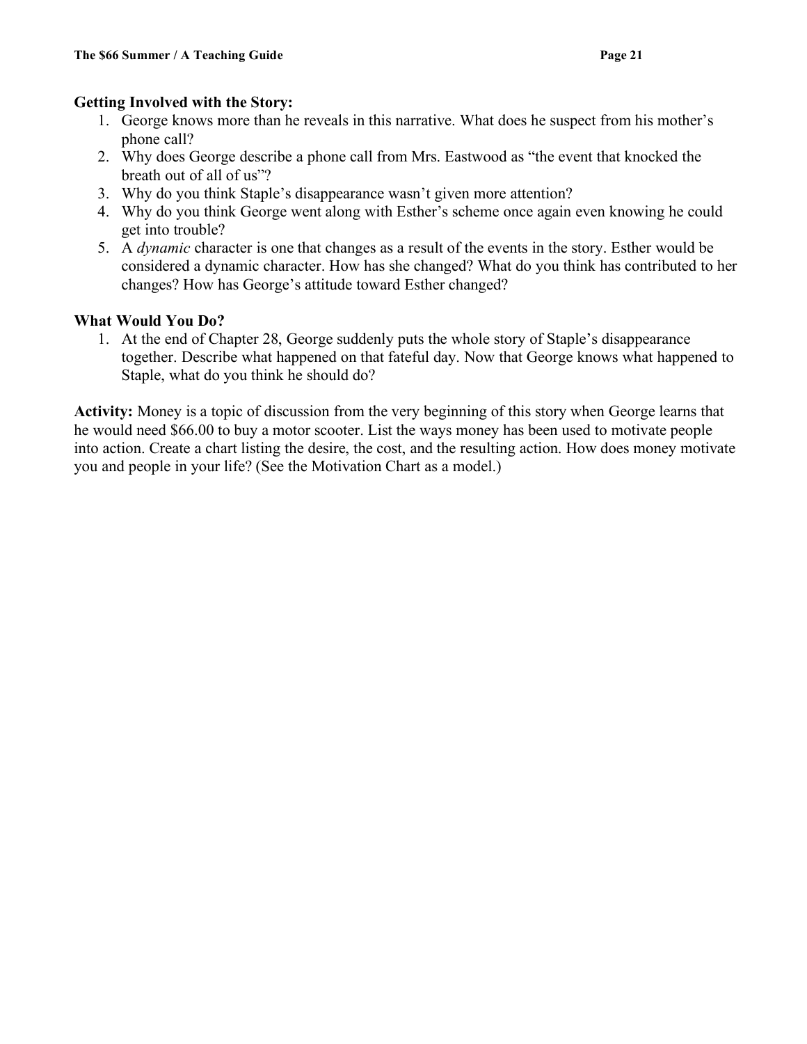**Getting Involved with the Story:**

1. George knows more than he reveals in this narrative. What does he suspect from his mother's phone call?
2. Why does George describe a phone call from Mrs. Eastwood as "the event that knocked the breath out of all of us"?
3. Why do you think Staple's disappearance wasn't given more attention?
4. Why do you think George went along with Esther's scheme once again even knowing he could get into trouble?
5. A *dynamic* character is one that changes as a result of the events in the story. Esther would be considered a dynamic character. How has she changed? What do you think has contributed to her changes? How has George's attitude toward Esther changed?

**What Would You Do?**

1. At the end of Chapter 28, George suddenly puts the whole story of Staple's disappearance together. Describe what happened on that fateful day. Now that George knows what happened to Staple, what do you think he should do?

**Activity:** Money is a topic of discussion from the very beginning of this story when George learns that he would need $66.00 to buy a motor scooter. List the ways money has been used to motivate people into action. Create a chart listing the desire, the cost, and the resulting action. How does money motivate you and people in your life? (See the Motivation Chart as a model.)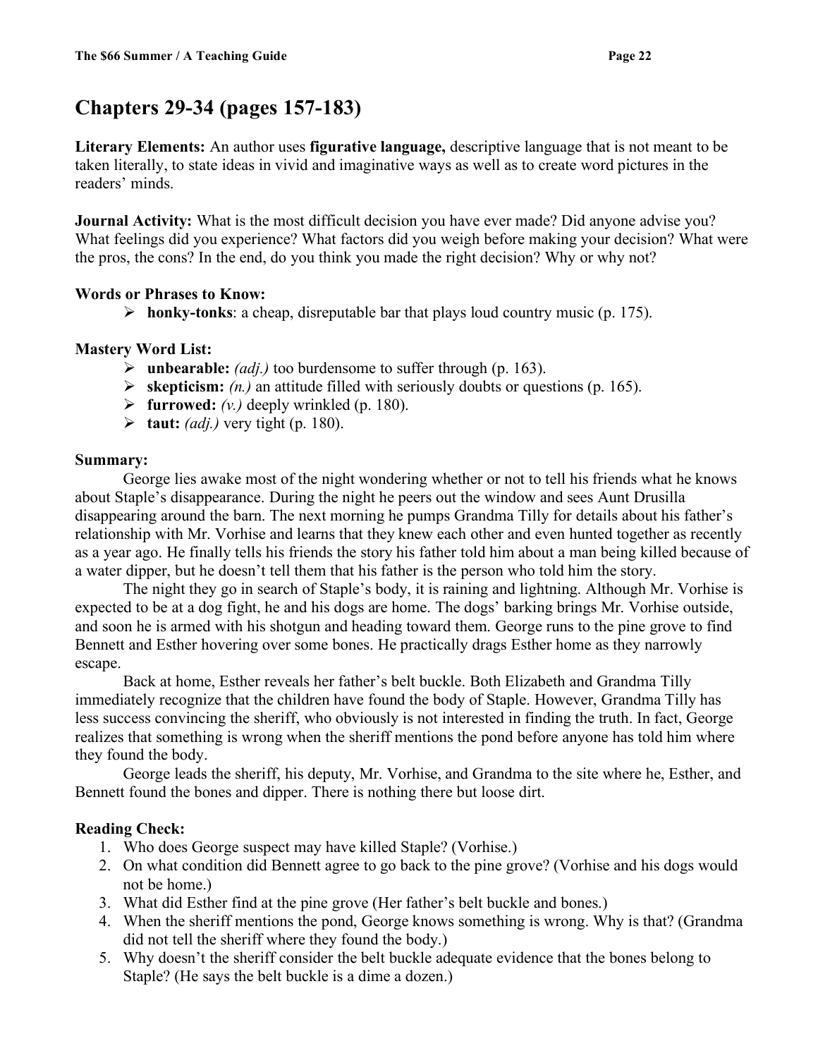## Chapters 29-34 (pages 157-183)

**Literary Elements:** An author uses **figurative language,** descriptive language that is not meant to be taken literally, to state ideas in vivid and imaginative ways as well as to create word pictures in the readers' minds.

**Journal Activity:** What is the most difficult decision you have ever made? Did anyone advise you? What feelings did you experience? What factors did you weigh before making your decision? What were the pros, the cons? In the end, do you think you made the right decision? Why or why not?

**Words or Phrases to Know:**

- **honky-tonks**: a cheap, disreputable bar that plays loud country music (p. 175).

**Mastery Word List:**

- **unbearable:** *(adj.)* too burdensome to suffer through (p. 163).
- **skepticism:** *(n.)* an attitude filled with seriously doubts or questions (p. 165).
- **furrowed:** *(v.)* deeply wrinkled (p. 180).
- **taut:** *(adj.)* very tight (p. 180).

**Summary:**

George lies awake most of the night wondering whether or not to tell his friends what he knows about Staple's disappearance. During the night he peers out the window and sees Aunt Drusilla disappearing around the barn. The next morning he pumps Grandma Tilly for details about his father's relationship with Mr. Vorhise and learns that they knew each other and even hunted together as recently as a year ago. He finally tells his friends the story his father told him about a man being killed because of a water dipper, but he doesn't tell them that his father is the person who told him the story.

The night they go in search of Staple's body, it is raining and lightning. Although Mr. Vorhise is expected to be at a dog fight, he and his dogs are home. The dogs' barking brings Mr. Vorhise outside, and soon he is armed with his shotgun and heading toward them. George runs to the pine grove to find Bennett and Esther hovering over some bones. He practically drags Esther home as they narrowly escape.

Back at home, Esther reveals her father's belt buckle. Both Elizabeth and Grandma Tilly immediately recognize that the children have found the body of Staple. However, Grandma Tilly has less success convincing the sheriff, who obviously is not interested in finding the truth. In fact, George realizes that something is wrong when the sheriff mentions the pond before anyone has told him where they found the body.

George leads the sheriff, his deputy, Mr. Vorhise, and Grandma to the site where he, Esther, and Bennett found the bones and dipper. There is nothing there but loose dirt.

**Reading Check:**

1. Who does George suspect may have killed Staple? (Vorhise.)
2. On what condition did Bennett agree to go back to the pine grove? (Vorhise and his dogs would not be home.)
3. What did Esther find at the pine grove (Her father's belt buckle and bones.)
4. When the sheriff mentions the pond, George knows something is wrong. Why is that? (Grandma did not tell the sheriff where they found the body.)
5. Why doesn't the sheriff consider the belt buckle adequate evidence that the bones belong to Staple? (He says the belt buckle is a dime a dozen.)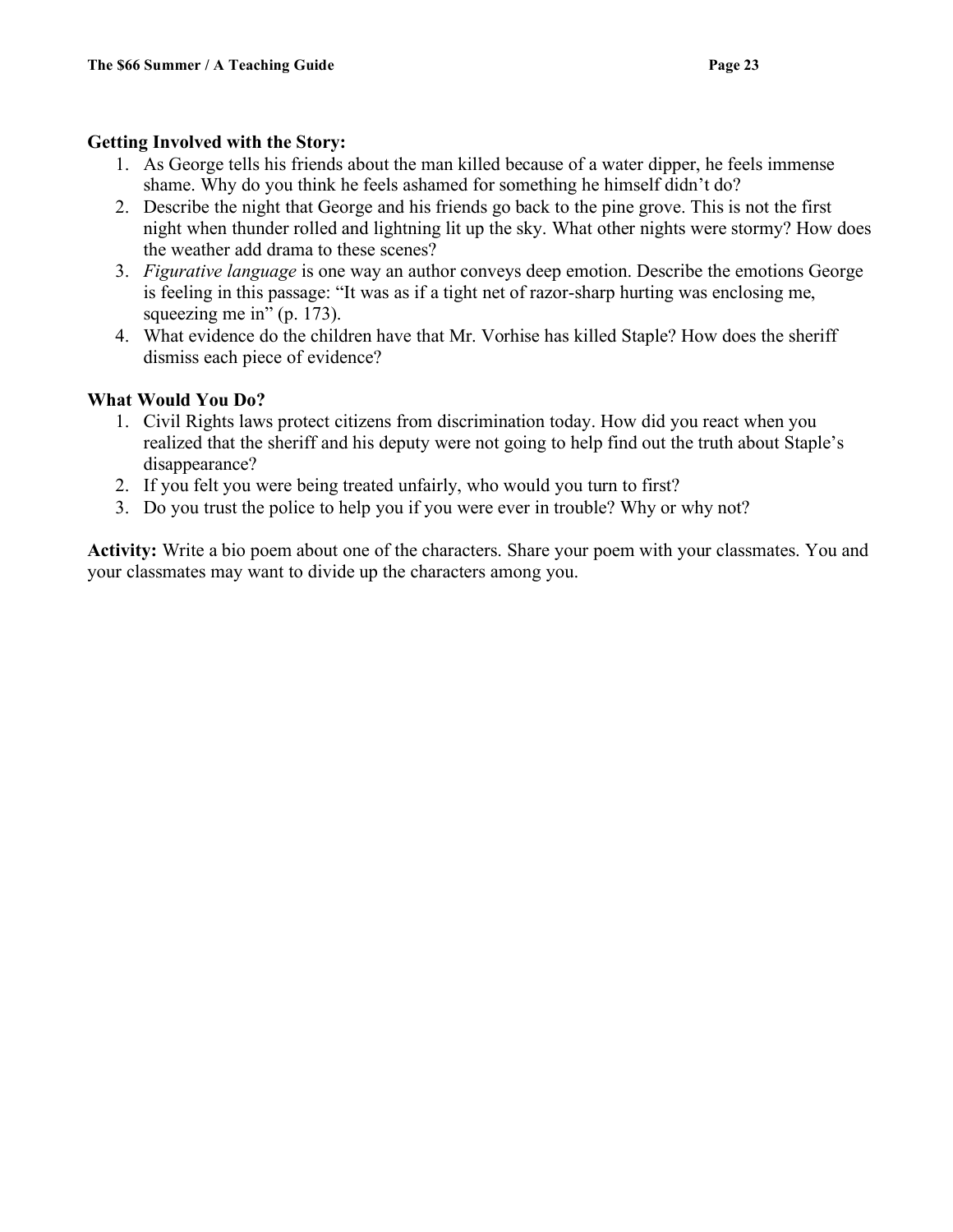**Getting Involved with the Story:**

1. As George tells his friends about the man killed because of a water dipper, he feels immense shame. Why do you think he feels ashamed for something he himself didn't do?
2. Describe the night that George and his friends go back to the pine grove. This is not the first night when thunder rolled and lightning lit up the sky. What other nights were stormy? How does the weather add drama to these scenes?
3. *Figurative language* is one way an author conveys deep emotion. Describe the emotions George is feeling in this passage: "It was as if a tight net of razor-sharp hurting was enclosing me, squeezing me in" (p. 173).
4. What evidence do the children have that Mr. Vorhise has killed Staple? How does the sheriff dismiss each piece of evidence?

**What Would You Do?**

1. Civil Rights laws protect citizens from discrimination today. How did you react when you realized that the sheriff and his deputy were not going to help find out the truth about Staple's disappearance?
2. If you felt you were being treated unfairly, who would you turn to first?
3. Do you trust the police to help you if you were ever in trouble? Why or why not?

**Activity:** Write a bio poem about one of the characters. Share your poem with your classmates. You and your classmates may want to divide up the characters among you.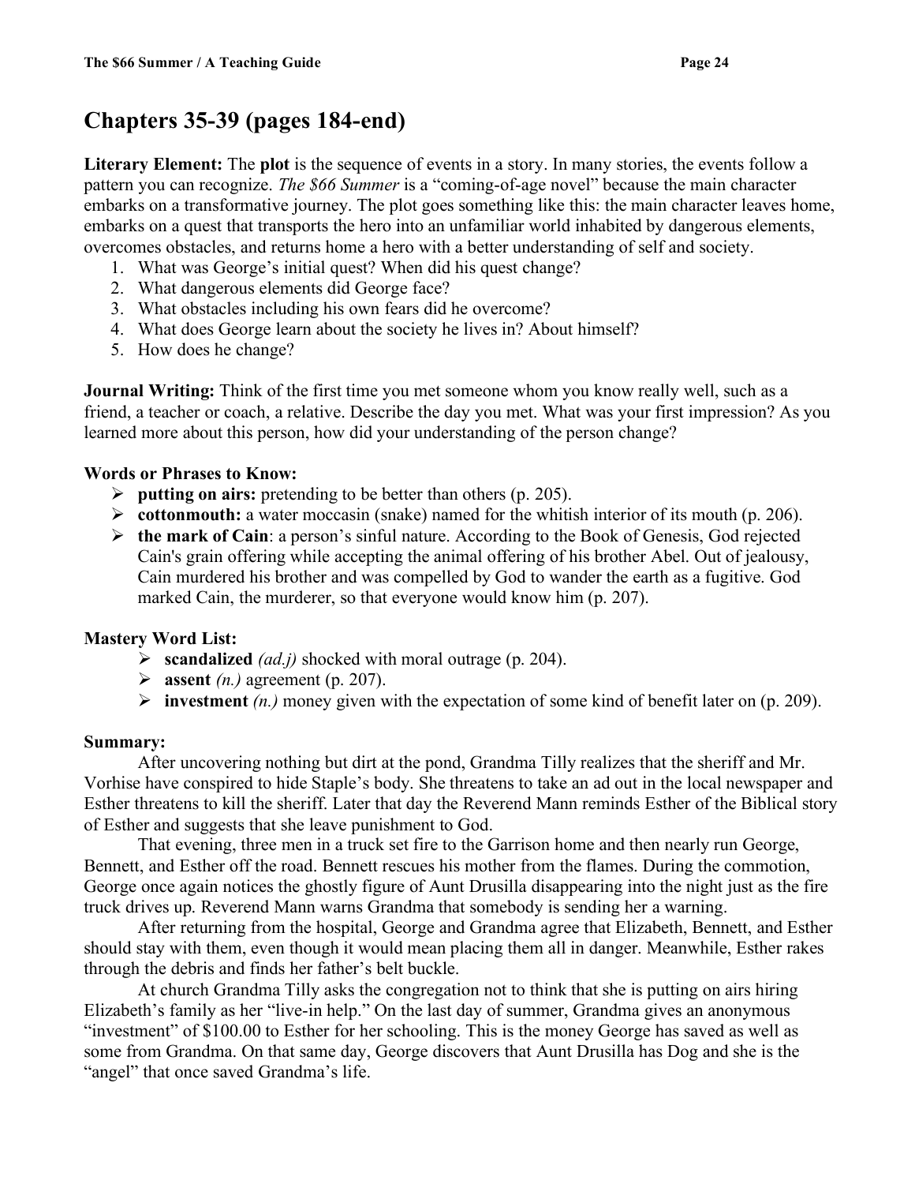## Chapters 35-39 (pages 184-end)

**Literary Element:** The **plot** is the sequence of events in a story. In many stories, the events follow a pattern you can recognize. *The $66 Summer* is a "coming-of-age novel" because the main character embarks on a transformative journey. The plot goes something like this: the main character leaves home, embarks on a quest that transports the hero into an unfamiliar world inhabited by dangerous elements, overcomes obstacles, and returns home a hero with a better understanding of self and society.

1. What was George's initial quest? When did his quest change?
2. What dangerous elements did George face?
3. What obstacles including his own fears did he overcome?
4. What does George learn about the society he lives in? About himself?
5. How does he change?

**Journal Writing:** Think of the first time you met someone whom you know really well, such as a friend, a teacher or coach, a relative. Describe the day you met. What was your first impression? As you learned more about this person, how did your understanding of the person change?

**Words or Phrases to Know:**

- **putting on airs:** pretending to be better than others (p. 205).
- **cottonmouth:** a water moccasin (snake) named for the whitish interior of its mouth (p. 206).
- **the mark of Cain**: a person's sinful nature. According to the Book of Genesis, God rejected Cain's grain offering while accepting the animal offering of his brother Abel. Out of jealousy, Cain murdered his brother and was compelled by God to wander the earth as a fugitive. God marked Cain, the murderer, so that everyone would know him (p. 207).

**Mastery Word List:**

- **scandalized** *(ad.j)* shocked with moral outrage (p. 204).
- **assent** *(n.)* agreement (p. 207).
- **investment** *(n.)* money given with the expectation of some kind of benefit later on (p. 209).

**Summary:**

After uncovering nothing but dirt at the pond, Grandma Tilly realizes that the sheriff and Mr. Vorhise have conspired to hide Staple's body. She threatens to take an ad out in the local newspaper and Esther threatens to kill the sheriff. Later that day the Reverend Mann reminds Esther of the Biblical story of Esther and suggests that she leave punishment to God.

That evening, three men in a truck set fire to the Garrison home and then nearly run George, Bennett, and Esther off the road. Bennett rescues his mother from the flames. During the commotion, George once again notices the ghostly figure of Aunt Drusilla disappearing into the night just as the fire truck drives up. Reverend Mann warns Grandma that somebody is sending her a warning.

After returning from the hospital, George and Grandma agree that Elizabeth, Bennett, and Esther should stay with them, even though it would mean placing them all in danger. Meanwhile, Esther rakes through the debris and finds her father's belt buckle.

At church Grandma Tilly asks the congregation not to think that she is putting on airs hiring Elizabeth's family as her "live-in help." On the last day of summer, Grandma gives an anonymous "investment" of $100.00 to Esther for her schooling. This is the money George has saved as well as some from Grandma. On that same day, George discovers that Aunt Drusilla has Dog and she is the "angel" that once saved Grandma's life.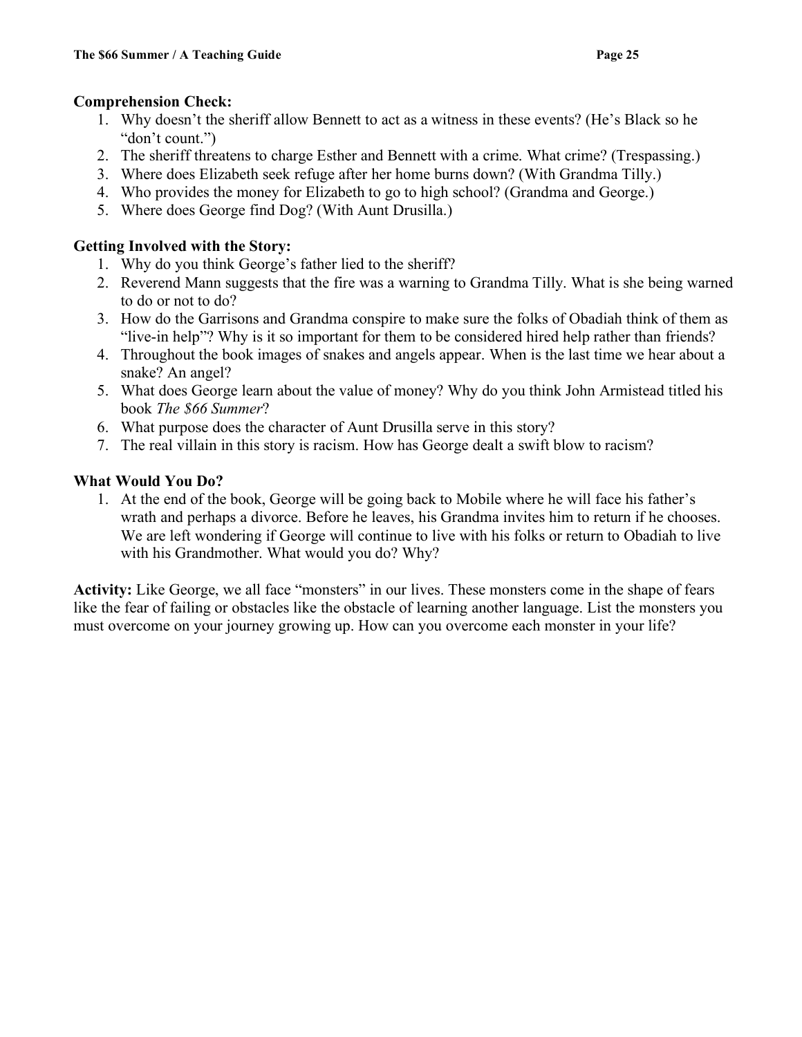**Comprehension Check:**

1. Why doesn't the sheriff allow Bennett to act as a witness in these events? (He's Black so he "don't count.")
2. The sheriff threatens to charge Esther and Bennett with a crime. What crime? (Trespassing.)
3. Where does Elizabeth seek refuge after her home burns down? (With Grandma Tilly.)
4. Who provides the money for Elizabeth to go to high school? (Grandma and George.)
5. Where does George find Dog? (With Aunt Drusilla.)

**Getting Involved with the Story:**

1. Why do you think George's father lied to the sheriff?
2. Reverend Mann suggests that the fire was a warning to Grandma Tilly. What is she being warned to do or not to do?
3. How do the Garrisons and Grandma conspire to make sure the folks of Obadiah think of them as "live-in help"? Why is it so important for them to be considered hired help rather than friends?
4. Throughout the book images of snakes and angels appear. When is the last time we hear about a snake? An angel?
5. What does George learn about the value of money? Why do you think John Armistead titled his book *The $66 Summer*?
6. What purpose does the character of Aunt Drusilla serve in this story?
7. The real villain in this story is racism. How has George dealt a swift blow to racism?

**What Would You Do?**

1. At the end of the book, George will be going back to Mobile where he will face his father's wrath and perhaps a divorce. Before he leaves, his Grandma invites him to return if he chooses. We are left wondering if George will continue to live with his folks or return to Obadiah to live with his Grandmother. What would you do? Why?

**Activity:** Like George, we all face "monsters" in our lives. These monsters come in the shape of fears like the fear of failing or obstacles like the obstacle of learning another language. List the monsters you must overcome on your journey growing up. How can you overcome each monster in your life?